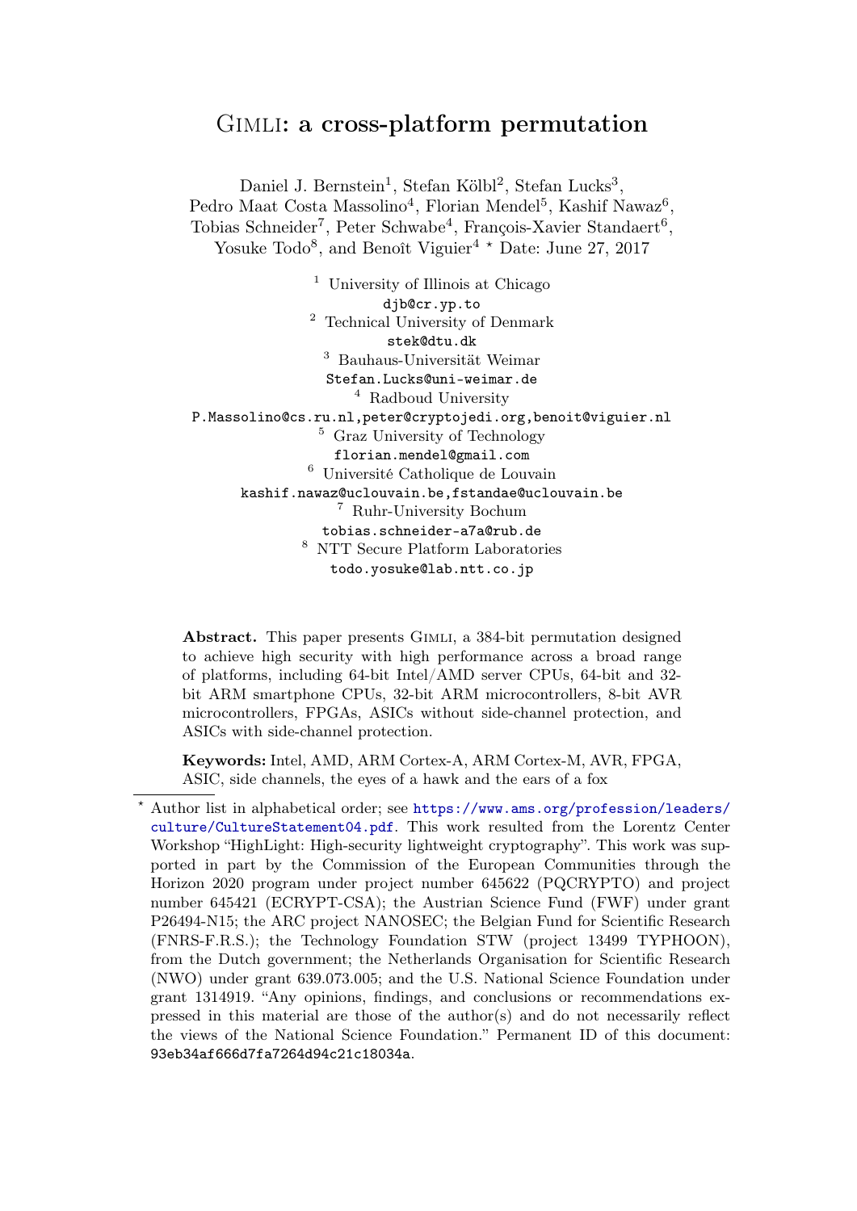# Gimli: a cross-platform permutation

Daniel J. Bernstein[1], Stefan Kölbl[2], Stefan Lucks[3], Pedro Maat Costa Massolino[4], Florian Mendel[5], Kashif Nawaz[6], Tobias Schneider[7], Peter Schwabe[4], François-Xavier Standaert[6], Yosuke Todo[8], and Benoît Viguier[4] [⋆] Date: June 27, 2017

[1] University of Illinois at Chicago
djb@cr.yp.to

[2] Technical University of Denmark
stek@dtu.dk

[3] Bauhaus-Universität Weimar
Stefan.Lucks@uni-weimar.de

[4] Radboud University
P.Massolino@cs.ru.nl,peter@cryptojedi.org,benoit@viguier.nl

[5] Graz University of Technology
florian.mendel@gmail.com

[6] Université Catholique de Louvain
kashif.nawaz@uclouvain.be,fstandae@uclouvain.be

[7] Ruhr-University Bochum
tobias.schneider-a7a@rub.de

[8] NTT Secure Platform Laboratories
todo.yosuke@lab.ntt.co.jp

**Abstract.** This paper presents Gimli, a 384-bit permutation designed to achieve high security with high performance across a broad range of platforms, including 64-bit Intel/AMD server CPUs, 64-bit and 32-bit ARM smartphone CPUs, 32-bit ARM microcontrollers, 8-bit AVR microcontrollers, FPGAs, ASICs without side-channel protection, and ASICs with side-channel protection.

**Keywords:** Intel, AMD, ARM Cortex-A, ARM Cortex-M, AVR, FPGA, ASIC, side channels, the eyes of a hawk and the ears of a fox

[⋆] Author list in alphabetical order; see https://www.ams.org/profession/leaders/culture/CultureStatement04.pdf. This work resulted from the Lorentz Center Workshop "HighLight: High-security lightweight cryptography". This work was supported in part by the Commission of the European Communities through the Horizon 2020 program under project number 645622 (PQCRYPTO) and project number 645421 (ECRYPT-CSA); the Austrian Science Fund (FWF) under grant P26494-N15; the ARC project NANOSEC; the Belgian Fund for Scientific Research (FNRS-F.R.S.); the Technology Foundation STW (project 13499 TYPHOON), from the Dutch government; the Netherlands Organisation for Scientific Research (NWO) under grant 639.073.005; and the U.S. National Science Foundation under grant 1314919. "Any opinions, findings, and conclusions or recommendations expressed in this material are those of the author(s) and do not necessarily reflect the views of the National Science Foundation." Permanent ID of this document: 93eb34af666d7fa7264d94c21c18034a.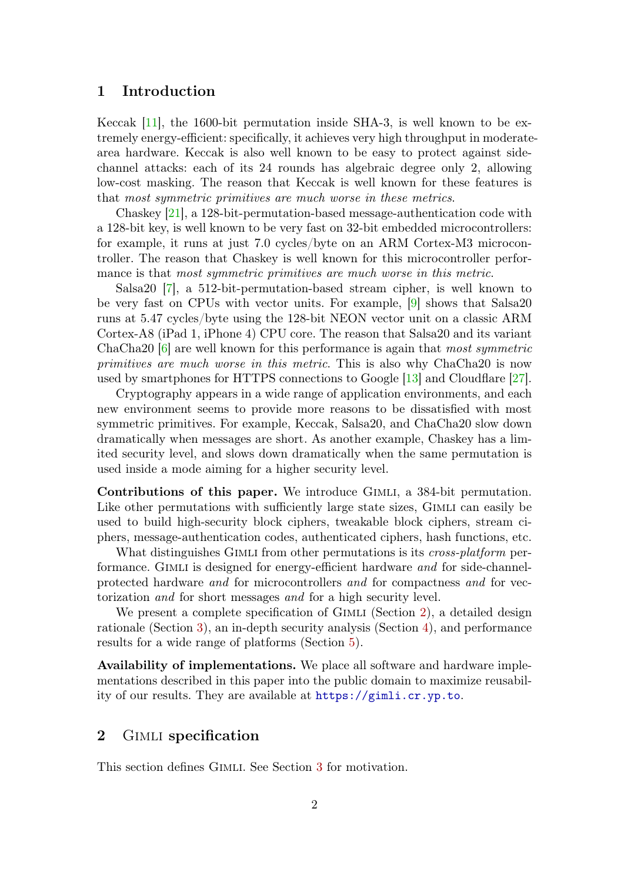## 1 Introduction

Keccak [11], the 1600-bit permutation inside SHA-3, is well known to be extremely energy-efficient: specifically, it achieves very high throughput in moderate-area hardware. Keccak is also well known to be easy to protect against side-channel attacks: each of its 24 rounds has algebraic degree only 2, allowing low-cost masking. The reason that Keccak is well known for these features is that *most symmetric primitives are much worse in these metrics*.

Chaskey [21], a 128-bit-permutation-based message-authentication code with a 128-bit key, is well known to be very fast on 32-bit embedded microcontrollers: for example, it runs at just 7.0 cycles/byte on an ARM Cortex-M3 microcontroller. The reason that Chaskey is well known for this microcontroller performance is that *most symmetric primitives are much worse in this metric*.

Salsa20 [7], a 512-bit-permutation-based stream cipher, is well known to be very fast on CPUs with vector units. For example, [9] shows that Salsa20 runs at 5.47 cycles/byte using the 128-bit NEON vector unit on a classic ARM Cortex-A8 (iPad 1, iPhone 4) CPU core. The reason that Salsa20 and its variant ChaCha20 [6] are well known for this performance is again that *most symmetric primitives are much worse in this metric*. This is also why ChaCha20 is now used by smartphones for HTTPS connections to Google [13] and Cloudflare [27].

Cryptography appears in a wide range of application environments, and each new environment seems to provide more reasons to be dissatisfied with most symmetric primitives. For example, Keccak, Salsa20, and ChaCha20 slow down dramatically when messages are short. As another example, Chaskey has a limited security level, and slows down dramatically when the same permutation is used inside a mode aiming for a higher security level.

**Contributions of this paper.** We introduce Gimli, a 384-bit permutation. Like other permutations with sufficiently large state sizes, Gimli can easily be used to build high-security block ciphers, tweakable block ciphers, stream ciphers, message-authentication codes, authenticated ciphers, hash functions, etc.

What distinguishes Gimli from other permutations is its *cross-platform* performance. Gimli is designed for energy-efficient hardware *and* for side-channel-protected hardware *and* for microcontrollers *and* for compactness *and* for vectorization *and* for short messages *and* for a high security level.

We present a complete specification of Gimli (Section 2), a detailed design rationale (Section 3), an in-depth security analysis (Section 4), and performance results for a wide range of platforms (Section 5).

**Availability of implementations.** We place all software and hardware implementations described in this paper into the public domain to maximize reusability of our results. They are available at https://gimli.cr.yp.to.

## 2 Gimli specification

This section defines Gimli. See Section 3 for motivation.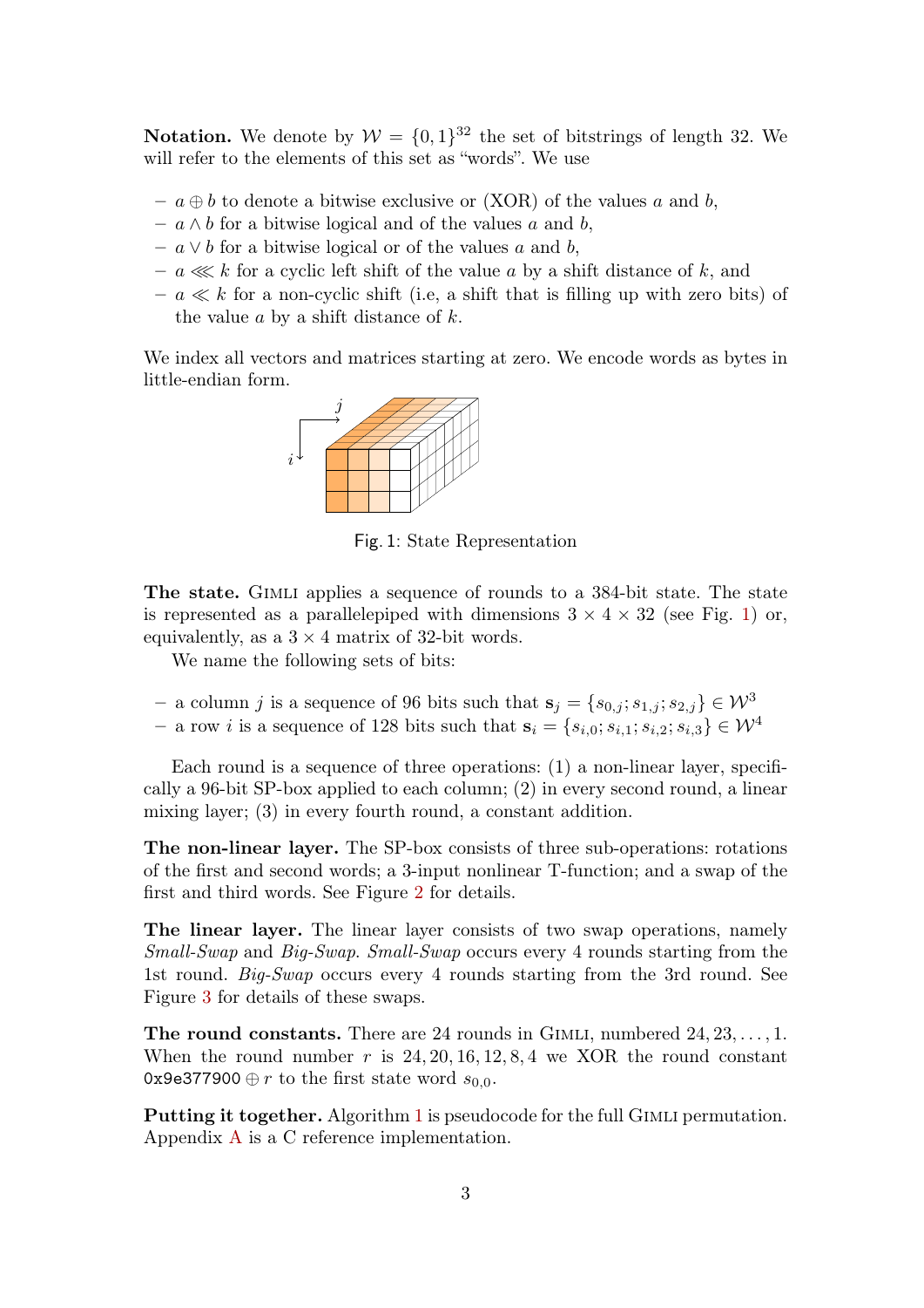**Notation.** We denote by $\mathcal{W} = \{0,1\}^{32}$ the set of bitstrings of length 32. We will refer to the elements of this set as "words". We use

- $a \oplus b$ to denote a bitwise exclusive or (XOR) of the values $a$ and $b$,
- $a \wedge b$ for a bitwise logical and of the values $a$ and $b$,
- $a \vee b$ for a bitwise logical or of the values $a$ and $b$,
- $a \lll k$ for a cyclic left shift of the value $a$ by a shift distance of $k$, and
- $a \ll k$ for a non-cyclic shift (i.e, a shift that is filling up with zero bits) of the value $a$ by a shift distance of $k$.

We index all vectors and matrices starting at zero. We encode words as bytes in little-endian form.

Fig. 1: State Representation

**The state.** Gimli applies a sequence of rounds to a 384-bit state. The state is represented as a parallelepiped with dimensions $3 \times 4 \times 32$ (see Fig. 1) or, equivalently, as a $3 \times 4$ matrix of 32-bit words.

We name the following sets of bits:

- a column $j$ is a sequence of 96 bits such that $\mathbf{s}_j = \{s_{0,j}; s_{1,j}; s_{2,j}\} \in \mathcal{W}^3$
- a row $i$ is a sequence of 128 bits such that $\mathbf{s}_i = \{s_{i,0}; s_{i,1}; s_{i,2}; s_{i,3}\} \in \mathcal{W}^4$

Each round is a sequence of three operations: (1) a non-linear layer, specifically a 96-bit SP-box applied to each column; (2) in every second round, a linear mixing layer; (3) in every fourth round, a constant addition.

**The non-linear layer.** The SP-box consists of three sub-operations: rotations of the first and second words; a 3-input nonlinear T-function; and a swap of the first and third words. See Figure 2 for details.

**The linear layer.** The linear layer consists of two swap operations, namely *Small-Swap* and *Big-Swap*. *Small-Swap* occurs every 4 rounds starting from the 1st round. *Big-Swap* occurs every 4 rounds starting from the 3rd round. See Figure 3 for details of these swaps.

**The round constants.** There are 24 rounds in Gimli, numbered $24, 23, \ldots, 1$. When the round number $r$ is $24, 20, 16, 12, 8, 4$ we XOR the round constant `0x9e377900` $\oplus\, r$ to the first state word $s_{0,0}$.

**Putting it together.** Algorithm 1 is pseudocode for the full Gimli permutation. Appendix A is a C reference implementation.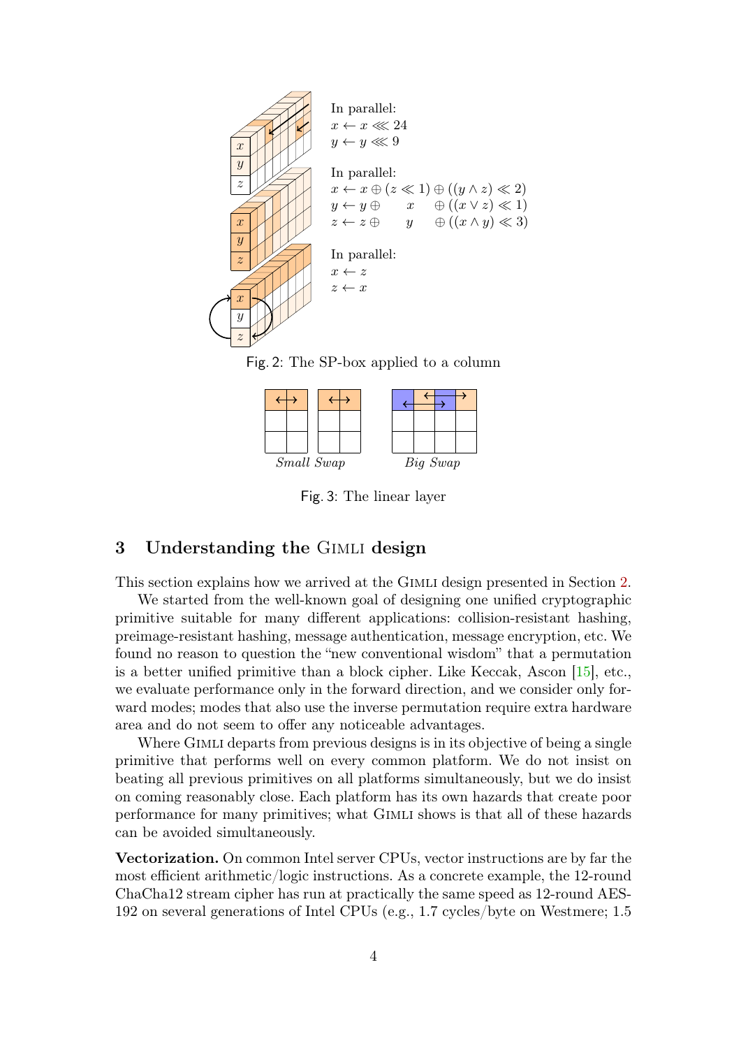In parallel:
$x \leftarrow x \lll 24$
$y \leftarrow y \lll 9$

In parallel:
$x \leftarrow x \oplus (z \ll 1) \oplus ((y \wedge z) \ll 2)$
$y \leftarrow y \oplus \quad x \quad \oplus ((x \vee z) \ll 1)$
$z \leftarrow z \oplus \quad y \quad \oplus ((x \wedge y) \ll 3)$

In parallel:
$x \leftarrow z$
$z \leftarrow x$

Fig. 2: The SP-box applied to a column

*Small Swap* *Big Swap*

Fig. 3: The linear layer

## 3 Understanding the Gimli design

This section explains how we arrived at the Gimli design presented in Section 2.

We started from the well-known goal of designing one unified cryptographic primitive suitable for many different applications: collision-resistant hashing, preimage-resistant hashing, message authentication, message encryption, etc. We found no reason to question the "new conventional wisdom" that a permutation is a better unified primitive than a block cipher. Like Keccak, Ascon [15], etc., we evaluate performance only in the forward direction, and we consider only forward modes; modes that also use the inverse permutation require extra hardware area and do not seem to offer any noticeable advantages.

Where Gimli departs from previous designs is in its objective of being a single primitive that performs well on every common platform. We do not insist on beating all previous primitives on all platforms simultaneously, but we do insist on coming reasonably close. Each platform has its own hazards that create poor performance for many primitives; what Gimli shows is that all of these hazards can be avoided simultaneously.

**Vectorization.** On common Intel server CPUs, vector instructions are by far the most efficient arithmetic/logic instructions. As a concrete example, the 12-round ChaCha12 stream cipher has run at practically the same speed as 12-round AES-192 on several generations of Intel CPUs (e.g., 1.7 cycles/byte on Westmere; 1.5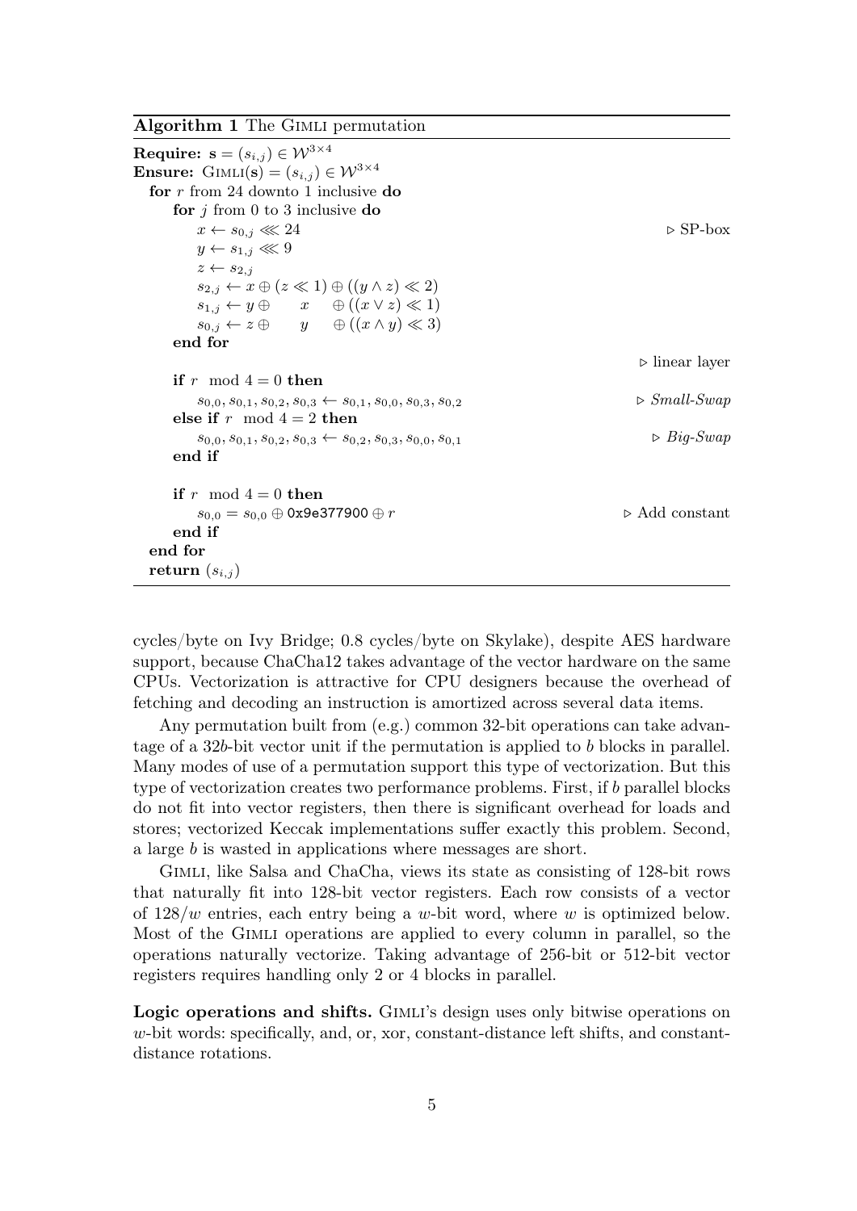**Algorithm 1** The GIMLI permutation

```
Require: s = (s_{i,j}) ∈ W^{3×4}
Ensure: GIMLI(s) = (s_{i,j}) ∈ W^{3×4}
  for r from 24 downto 1 inclusive do
      for j from 0 to 3 inclusive do
          x ← s_{0,j} ⋘ 24                                        ▷ SP-box
          y ← s_{1,j} ⋘ 9
          z ← s_{2,j}
          s_{2,j} ← x ⊕ (z ≪ 1) ⊕ ((y ∧ z) ≪ 2)
          s_{1,j} ← y ⊕    x    ⊕ ((x ∨ z) ≪ 1)
          s_{0,j} ← z ⊕    y    ⊕ ((x ∧ y) ≪ 3)
      end for
                                                                  ▷ linear layer
      if r mod 4 = 0 then
          s_{0,0}, s_{0,1}, s_{0,2}, s_{0,3} ← s_{0,1}, s_{0,0}, s_{0,3}, s_{0,2}    ▷ Small-Swap
      else if r mod 4 = 2 then
          s_{0,0}, s_{0,1}, s_{0,2}, s_{0,3} ← s_{0,2}, s_{0,3}, s_{0,0}, s_{0,1}    ▷ Big-Swap
      end if

      if r mod 4 = 0 then
          s_{0,0} = s_{0,0} ⊕ 0x9e377900 ⊕ r                        ▷ Add constant
      end if
  end for
  return (s_{i,j})
```

cycles/byte on Ivy Bridge; 0.8 cycles/byte on Skylake), despite AES hardware support, because ChaCha12 takes advantage of the vector hardware on the same CPUs. Vectorization is attractive for CPU designers because the overhead of fetching and decoding an instruction is amortized across several data items.

Any permutation built from (e.g.) common 32-bit operations can take advantage of a $32b$-bit vector unit if the permutation is applied to $b$ blocks in parallel. Many modes of use of a permutation support this type of vectorization. But this type of vectorization creates two performance problems. First, if $b$ parallel blocks do not fit into vector registers, then there is significant overhead for loads and stores; vectorized Keccak implementations suffer exactly this problem. Second, a large $b$ is wasted in applications where messages are short.

GIMLI, like Salsa and ChaCha, views its state as consisting of 128-bit rows that naturally fit into 128-bit vector registers. Each row consists of a vector of $128/w$ entries, each entry being a $w$-bit word, where $w$ is optimized below. Most of the GIMLI operations are applied to every column in parallel, so the operations naturally vectorize. Taking advantage of 256-bit or 512-bit vector registers requires handling only 2 or 4 blocks in parallel.

**Logic operations and shifts.** GIMLI's design uses only bitwise operations on $w$-bit words: specifically, and, or, xor, constant-distance left shifts, and constant-distance rotations.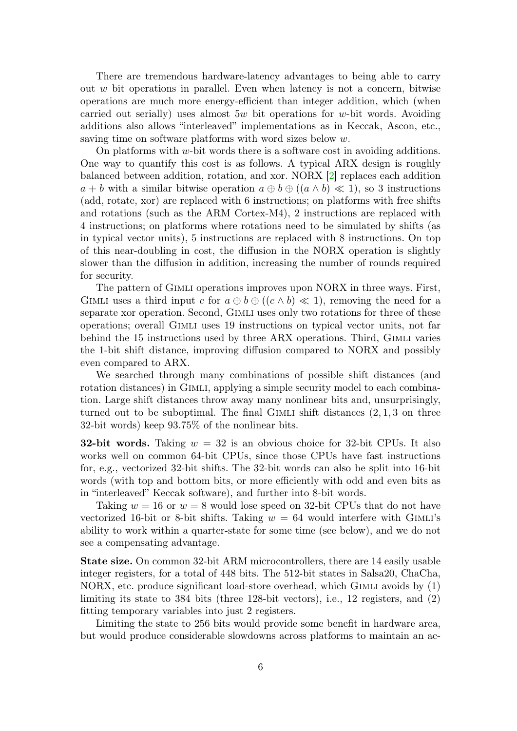There are tremendous hardware-latency advantages to being able to carry out $w$ bit operations in parallel. Even when latency is not a concern, bitwise operations are much more energy-efficient than integer addition, which (when carried out serially) uses almost $5w$ bit operations for $w$-bit words. Avoiding additions also allows "interleaved" implementations as in Keccak, Ascon, etc., saving time on software platforms with word sizes below $w$.

On platforms with $w$-bit words there is a software cost in avoiding additions. One way to quantify this cost is as follows. A typical ARX design is roughly balanced between addition, rotation, and xor. NORX [2] replaces each addition $a + b$ with a similar bitwise operation $a \oplus b \oplus ((a \wedge b) \ll 1)$, so 3 instructions (add, rotate, xor) are replaced with 6 instructions; on platforms with free shifts and rotations (such as the ARM Cortex-M4), 2 instructions are replaced with 4 instructions; on platforms where rotations need to be simulated by shifts (as in typical vector units), 5 instructions are replaced with 8 instructions. On top of this near-doubling in cost, the diffusion in the NORX operation is slightly slower than the diffusion in addition, increasing the number of rounds required for security.

The pattern of Gimli operations improves upon NORX in three ways. First, Gimli uses a third input $c$ for $a \oplus b \oplus ((c \wedge b) \ll 1)$, removing the need for a separate xor operation. Second, Gimli uses only two rotations for three of these operations; overall Gimli uses 19 instructions on typical vector units, not far behind the 15 instructions used by three ARX operations. Third, Gimli varies the 1-bit shift distance, improving diffusion compared to NORX and possibly even compared to ARX.

We searched through many combinations of possible shift distances (and rotation distances) in Gimli, applying a simple security model to each combination. Large shift distances throw away many nonlinear bits and, unsurprisingly, turned out to be suboptimal. The final Gimli shift distances $(2, 1, 3$ on three 32-bit words) keep 93.75% of the nonlinear bits.

**32-bit words.** Taking $w = 32$ is an obvious choice for 32-bit CPUs. It also works well on common 64-bit CPUs, since those CPUs have fast instructions for, e.g., vectorized 32-bit shifts. The 32-bit words can also be split into 16-bit words (with top and bottom bits, or more efficiently with odd and even bits as in "interleaved" Keccak software), and further into 8-bit words.

Taking $w = 16$ or $w = 8$ would lose speed on 32-bit CPUs that do not have vectorized 16-bit or 8-bit shifts. Taking $w = 64$ would interfere with Gimli's ability to work within a quarter-state for some time (see below), and we do not see a compensating advantage.

**State size.** On common 32-bit ARM microcontrollers, there are 14 easily usable integer registers, for a total of 448 bits. The 512-bit states in Salsa20, ChaCha, NORX, etc. produce significant load-store overhead, which Gimli avoids by (1) limiting its state to 384 bits (three 128-bit vectors), i.e., 12 registers, and (2) fitting temporary variables into just 2 registers.

Limiting the state to 256 bits would provide some benefit in hardware area, but would produce considerable slowdowns across platforms to maintain an ac-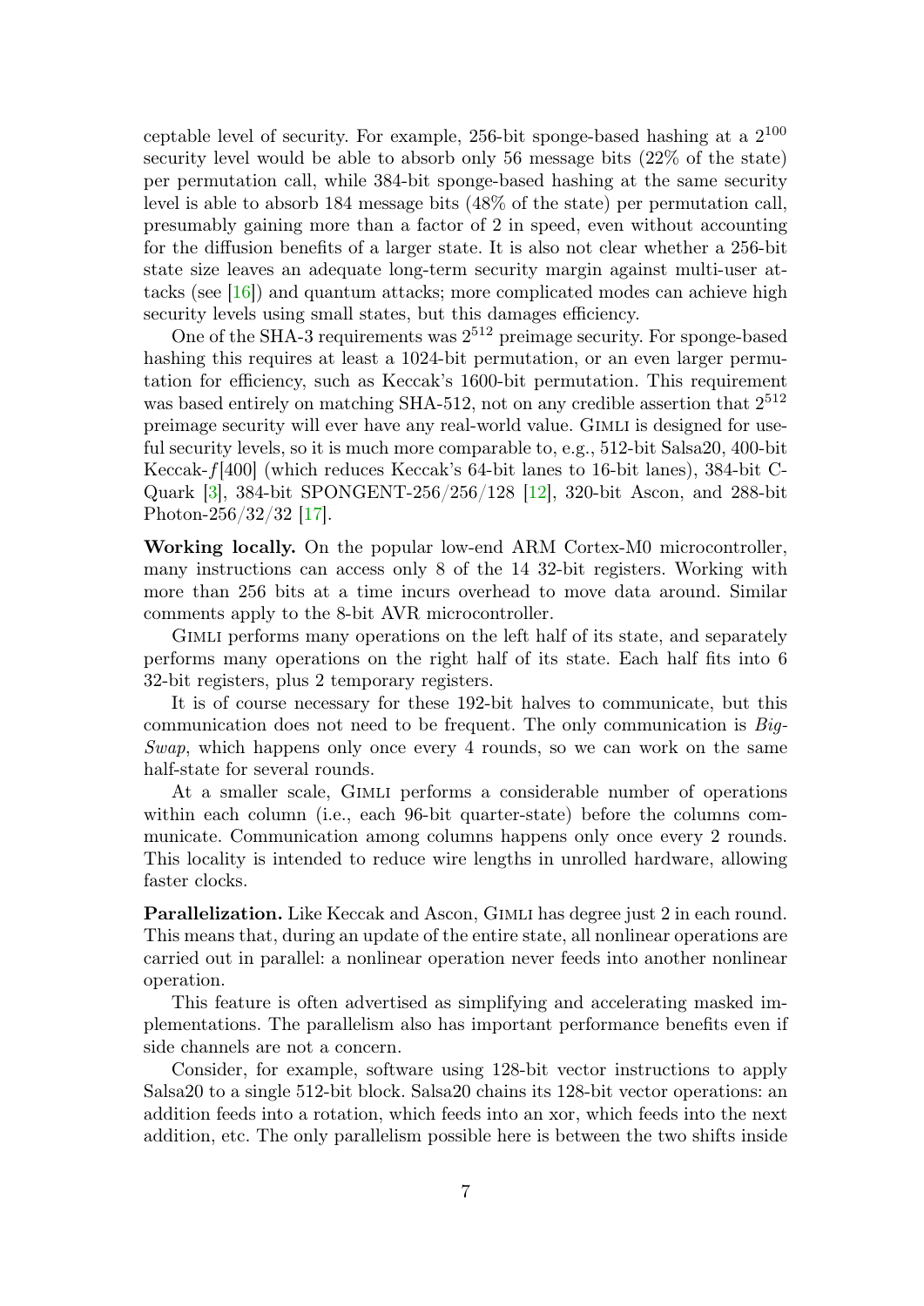ceptable level of security. For example, 256-bit sponge-based hashing at a $2^{100}$ security level would be able to absorb only 56 message bits (22% of the state) per permutation call, while 384-bit sponge-based hashing at the same security level is able to absorb 184 message bits (48% of the state) per permutation call, presumably gaining more than a factor of 2 in speed, even without accounting for the diffusion benefits of a larger state. It is also not clear whether a 256-bit state size leaves an adequate long-term security margin against multi-user attacks (see [16]) and quantum attacks; more complicated modes can achieve high security levels using small states, but this damages efficiency.

One of the SHA-3 requirements was $2^{512}$ preimage security. For sponge-based hashing this requires at least a 1024-bit permutation, or an even larger permutation for efficiency, such as Keccak's 1600-bit permutation. This requirement was based entirely on matching SHA-512, not on any credible assertion that $2^{512}$ preimage security will ever have any real-world value. Gimli is designed for useful security levels, so it is much more comparable to, e.g., 512-bit Salsa20, 400-bit Keccak-$f$[400] (which reduces Keccak's 64-bit lanes to 16-bit lanes), 384-bit C-Quark [3], 384-bit SPONGENT-256/256/128 [12], 320-bit Ascon, and 288-bit Photon-256/32/32 [17].

**Working locally.** On the popular low-end ARM Cortex-M0 microcontroller, many instructions can access only 8 of the 14 32-bit registers. Working with more than 256 bits at a time incurs overhead to move data around. Similar comments apply to the 8-bit AVR microcontroller.

Gimli performs many operations on the left half of its state, and separately performs many operations on the right half of its state. Each half fits into 6 32-bit registers, plus 2 temporary registers.

It is of course necessary for these 192-bit halves to communicate, but this communication does not need to be frequent. The only communication is *Big-Swap*, which happens only once every 4 rounds, so we can work on the same half-state for several rounds.

At a smaller scale, Gimli performs a considerable number of operations within each column (i.e., each 96-bit quarter-state) before the columns communicate. Communication among columns happens only once every 2 rounds. This locality is intended to reduce wire lengths in unrolled hardware, allowing faster clocks.

**Parallelization.** Like Keccak and Ascon, Gimli has degree just 2 in each round. This means that, during an update of the entire state, all nonlinear operations are carried out in parallel: a nonlinear operation never feeds into another nonlinear operation.

This feature is often advertised as simplifying and accelerating masked implementations. The parallelism also has important performance benefits even if side channels are not a concern.

Consider, for example, software using 128-bit vector instructions to apply Salsa20 to a single 512-bit block. Salsa20 chains its 128-bit vector operations: an addition feeds into a rotation, which feeds into an xor, which feeds into the next addition, etc. The only parallelism possible here is between the two shifts inside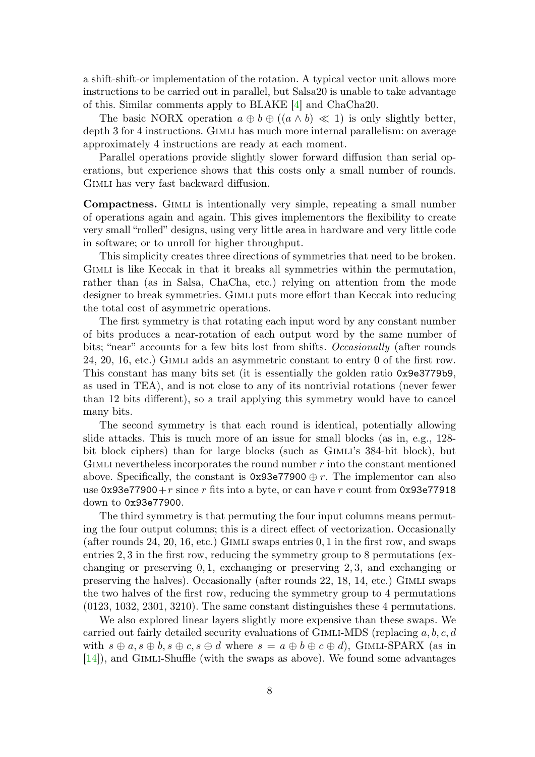a shift-shift-or implementation of the rotation. A typical vector unit allows more instructions to be carried out in parallel, but Salsa20 is unable to take advantage of this. Similar comments apply to BLAKE [4] and ChaCha20.

The basic NORX operation $a \oplus b \oplus ((a \wedge b) \ll 1)$ is only slightly better, depth 3 for 4 instructions. Gimli has much more internal parallelism: on average approximately 4 instructions are ready at each moment.

Parallel operations provide slightly slower forward diffusion than serial operations, but experience shows that this costs only a small number of rounds. Gimli has very fast backward diffusion.

**Compactness.** Gimli is intentionally very simple, repeating a small number of operations again and again. This gives implementors the flexibility to create very small "rolled" designs, using very little area in hardware and very little code in software; or to unroll for higher throughput.

This simplicity creates three directions of symmetries that need to be broken. Gimli is like Keccak in that it breaks all symmetries within the permutation, rather than (as in Salsa, ChaCha, etc.) relying on attention from the mode designer to break symmetries. Gimli puts more effort than Keccak into reducing the total cost of asymmetric operations.

The first symmetry is that rotating each input word by any constant number of bits produces a near-rotation of each output word by the same number of bits; "near" accounts for a few bits lost from shifts. *Occasionally* (after rounds 24, 20, 16, etc.) Gimli adds an asymmetric constant to entry 0 of the first row. This constant has many bits set (it is essentially the golden ratio `0x9e3779b9`, as used in TEA), and is not close to any of its nontrivial rotations (never fewer than 12 bits different), so a trail applying this symmetry would have to cancel many bits.

The second symmetry is that each round is identical, potentially allowing slide attacks. This is much more of an issue for small blocks (as in, e.g., 128-bit block ciphers) than for large blocks (such as Gimli's 384-bit block), but Gimli nevertheless incorporates the round number $r$ into the constant mentioned above. Specifically, the constant is `0x93e77900` $\oplus\, r$. The implementor can also use `0x93e77900` $+\, r$ since $r$ fits into a byte, or can have $r$ count from `0x93e77918` down to `0x93e77900`.

The third symmetry is that permuting the four input columns means permuting the four output columns; this is a direct effect of vectorization. Occasionally (after rounds 24, 20, 16, etc.) Gimli swaps entries $0, 1$ in the first row, and swaps entries $2, 3$ in the first row, reducing the symmetry group to 8 permutations (exchanging or preserving $0, 1$, exchanging or preserving $2, 3$, and exchanging or preserving the halves). Occasionally (after rounds 22, 18, 14, etc.) Gimli swaps the two halves of the first row, reducing the symmetry group to 4 permutations (0123, 1032, 2301, 3210). The same constant distinguishes these 4 permutations.

We also explored linear layers slightly more expensive than these swaps. We carried out fairly detailed security evaluations of Gimli-MDS (replacing $a, b, c, d$ with $s \oplus a, s \oplus b, s \oplus c, s \oplus d$ where $s = a \oplus b \oplus c \oplus d$), Gimli-SPARX (as in [14]), and Gimli-Shuffle (with the swaps as above). We found some advantages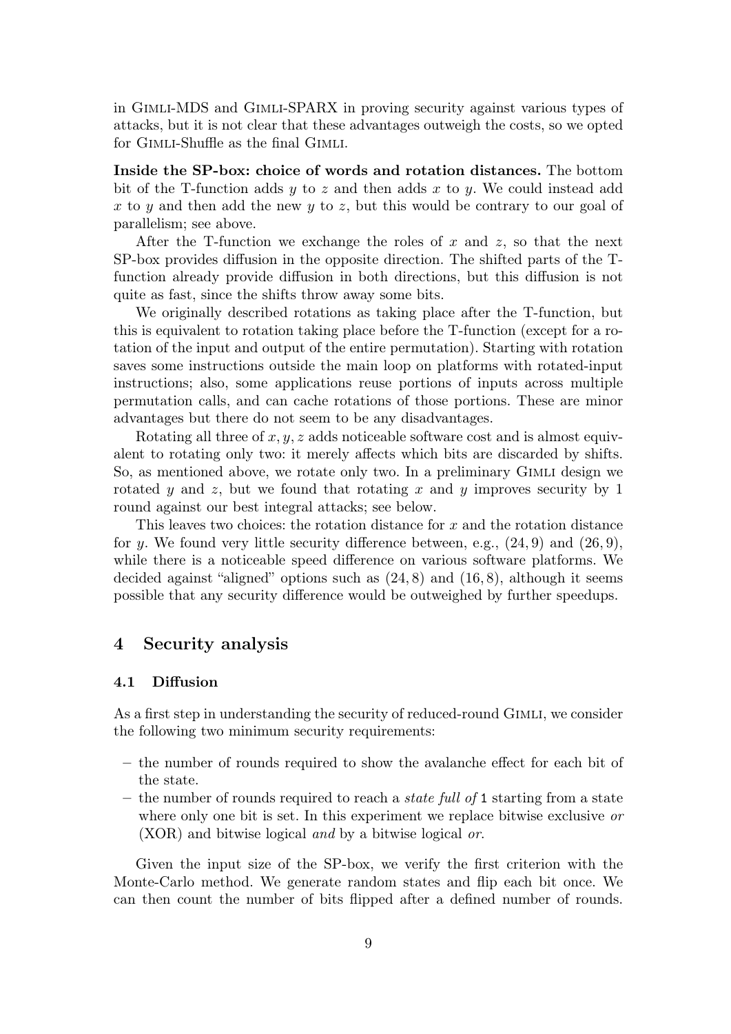in Gimli-MDS and Gimli-SPARX in proving security against various types of attacks, but it is not clear that these advantages outweigh the costs, so we opted for Gimli-Shuffle as the final Gimli.

**Inside the SP-box: choice of words and rotation distances.** The bottom bit of the T-function adds $y$ to $z$ and then adds $x$ to $y$. We could instead add $x$ to $y$ and then add the new $y$ to $z$, but this would be contrary to our goal of parallelism; see above.

After the T-function we exchange the roles of $x$ and $z$, so that the next SP-box provides diffusion in the opposite direction. The shifted parts of the T-function already provide diffusion in both directions, but this diffusion is not quite as fast, since the shifts throw away some bits.

We originally described rotations as taking place after the T-function, but this is equivalent to rotation taking place before the T-function (except for a rotation of the input and output of the entire permutation). Starting with rotation saves some instructions outside the main loop on platforms with rotated-input instructions; also, some applications reuse portions of inputs across multiple permutation calls, and can cache rotations of those portions. These are minor advantages but there do not seem to be any disadvantages.

Rotating all three of $x, y, z$ adds noticeable software cost and is almost equivalent to rotating only two: it merely affects which bits are discarded by shifts. So, as mentioned above, we rotate only two. In a preliminary Gimli design we rotated $y$ and $z$, but we found that rotating $x$ and $y$ improves security by 1 round against our best integral attacks; see below.

This leaves two choices: the rotation distance for $x$ and the rotation distance for $y$. We found very little security difference between, e.g., $(24, 9)$ and $(26, 9)$, while there is a noticeable speed difference on various software platforms. We decided against "aligned" options such as $(24, 8)$ and $(16, 8)$, although it seems possible that any security difference would be outweighed by further speedups.

## 4 Security analysis

### 4.1 Diffusion

As a first step in understanding the security of reduced-round Gimli, we consider the following two minimum security requirements:

- the number of rounds required to show the avalanche effect for each bit of the state.
- the number of rounds required to reach a *state full of* `1` starting from a state where only one bit is set. In this experiment we replace bitwise exclusive *or* (XOR) and bitwise logical *and* by a bitwise logical *or*.

Given the input size of the SP-box, we verify the first criterion with the Monte-Carlo method. We generate random states and flip each bit once. We can then count the number of bits flipped after a defined number of rounds.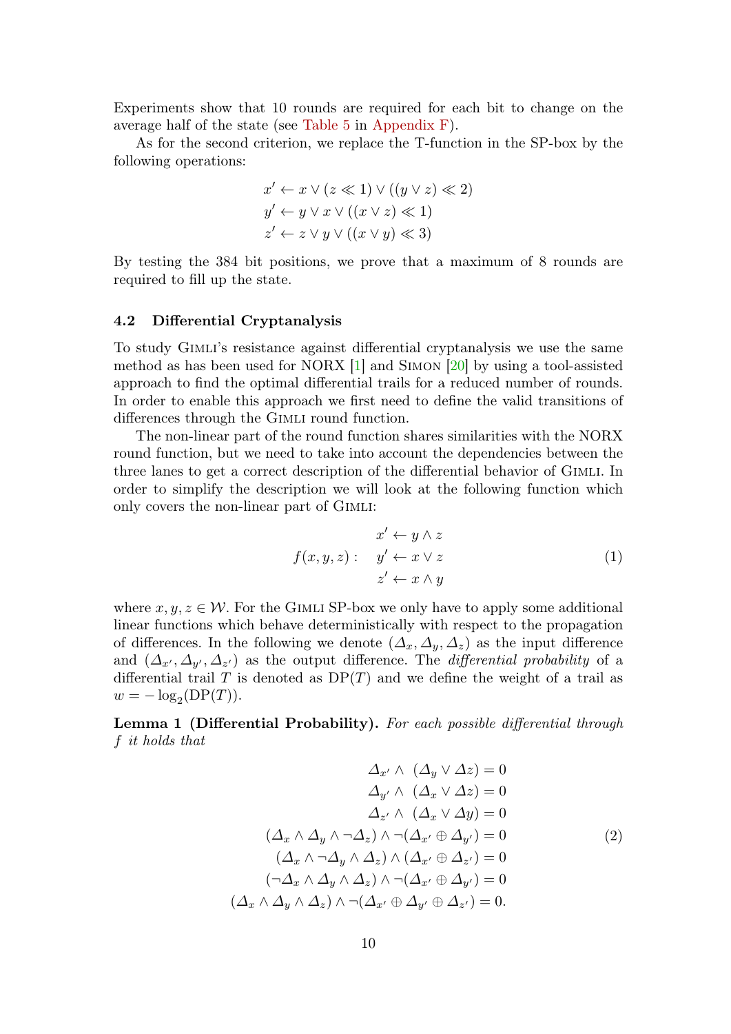Experiments show that 10 rounds are required for each bit to change on the average half of the state (see Table 5 in Appendix F).

As for the second criterion, we replace the T-function in the SP-box by the following operations:

$$
\begin{aligned}
x' &\leftarrow x \vee (z \lll 1) \vee ((y \vee z) \lll 2) \\
y' &\leftarrow y \vee x \vee ((x \vee z) \lll 1) \\
z' &\leftarrow z \vee y \vee ((x \vee y) \lll 3)
\end{aligned}
$$

By testing the 384 bit positions, we prove that a maximum of 8 rounds are required to fill up the state.

### 4.2 Differential Cryptanalysis

To study Gimli's resistance against differential cryptanalysis we use the same method as has been used for NORX [1] and Simon [20] by using a tool-assisted approach to find the optimal differential trails for a reduced number of rounds. In order to enable this approach we first need to define the valid transitions of differences through the Gimli round function.

The non-linear part of the round function shares similarities with the NORX round function, but we need to take into account the dependencies between the three lanes to get a correct description of the differential behavior of Gimli. In order to simplify the description we will look at the following function which only covers the non-linear part of Gimli:

$$
f(x,y,z): \quad
\begin{aligned}
x' &\leftarrow y \wedge z \\
y' &\leftarrow x \vee z \\
z' &\leftarrow x \wedge y
\end{aligned}
\tag{1}
$$

where $x, y, z \in \mathcal{W}$. For the Gimli SP-box we only have to apply some additional linear functions which behave deterministically with respect to the propagation of differences. In the following we denote $(\Delta_x, \Delta_y, \Delta_z)$ as the input difference and $(\Delta_{x'}, \Delta_{y'}, \Delta_{z'})$ as the output difference. The *differential probability* of a differential trail $T$ is denoted as $\mathrm{DP}(T)$ and we define the weight of a trail as $w = -\log_2(\mathrm{DP}(T))$.

**Lemma 1 (Differential Probability).** *For each possible differential through $f$ it holds that*

$$
\begin{aligned}
\Delta_{x'} \wedge \; (\Delta_y \vee \Delta z) &= 0 \\
\Delta_{y'} \wedge \; (\Delta_x \vee \Delta z) &= 0 \\
\Delta_{z'} \wedge \; (\Delta_x \vee \Delta y) &= 0 \\
(\Delta_x \wedge \Delta_y \wedge \neg\Delta_z) \wedge \neg(\Delta_{x'} \oplus \Delta_{y'}) &= 0 \\
(\Delta_x \wedge \neg\Delta_y \wedge \Delta_z) \wedge (\Delta_{x'} \oplus \Delta_{z'}) &= 0 \\
(\neg\Delta_x \wedge \Delta_y \wedge \Delta_z) \wedge \neg(\Delta_{x'} \oplus \Delta_{y'}) &= 0 \\
(\Delta_x \wedge \Delta_y \wedge \Delta_z) \wedge \neg(\Delta_{x'} \oplus \Delta_{y'} \oplus \Delta_{z'}) &= 0.
\end{aligned}
\tag{2}
$$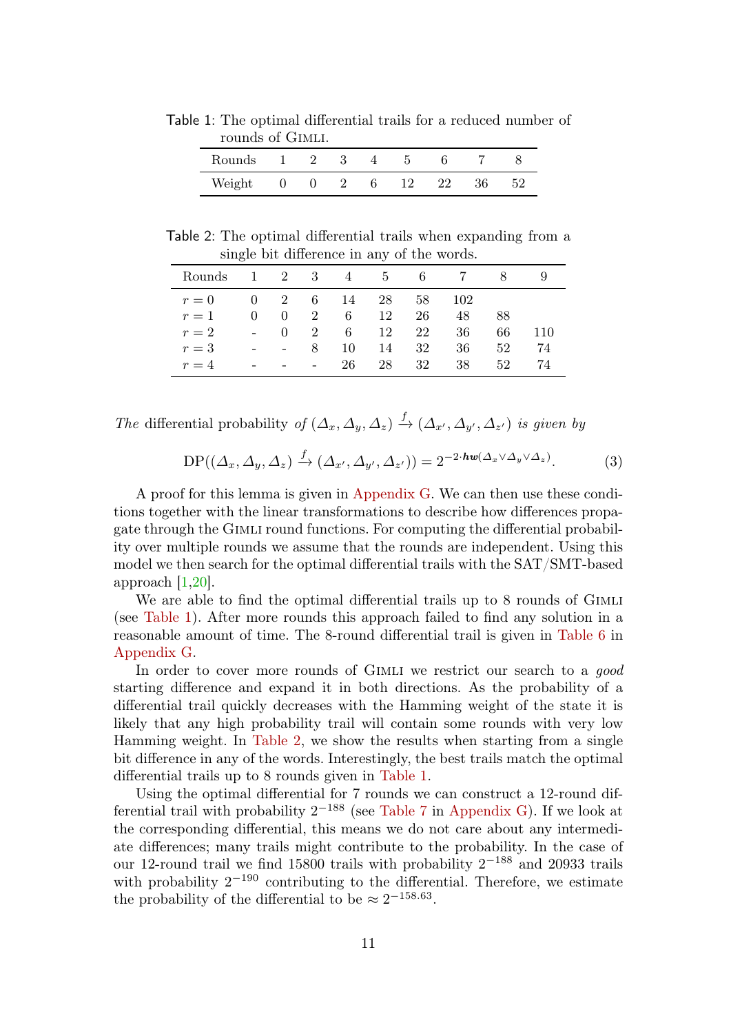Table 1: The optimal differential trails for a reduced number of rounds of GIMLI.

| Rounds | 1 | 2 | 3 | 4 | 5 | 6 | 7 | 8 |
|---|---|---|---|---|---|---|---|---|
| Weight | 0 | 0 | 2 | 6 | 12 | 22 | 36 | 52 |

Table 2: The optimal differential trails when expanding from a single bit difference in any of the words.

| Rounds | 1 | 2 | 3 | 4 | 5 | 6 | 7 | 8 | 9 |
|---|---|---|---|---|---|---|---|---|---|
| $r = 0$ | 0 | 2 | 6 | 14 | 28 | 58 | 102 | | |
| $r = 1$ | 0 | 0 | 2 | 6 | 12 | 26 | 48 | 88 | |
| $r = 2$ | - | 0 | 2 | 6 | 12 | 22 | 36 | 66 | 110 |
| $r = 3$ | - | - | 8 | 10 | 14 | 32 | 36 | 52 | 74 |
| $r = 4$ | - | - | - | 26 | 28 | 32 | 38 | 52 | 74 |

*The* differential probability *of* $(\Delta_x, \Delta_y, \Delta_z) \xrightarrow{f} (\Delta_{x'}, \Delta_{y'}, \Delta_{z'})$ *is given by*

$$\mathrm{DP}((\Delta_x, \Delta_y, \Delta_z) \xrightarrow{f} (\Delta_{x'}, \Delta_{y'}, \Delta_{z'})) = 2^{-2 \cdot \boldsymbol{hw}(\Delta_x \vee \Delta_y \vee \Delta_z)}. \tag{3}$$

A proof for this lemma is given in Appendix G. We can then use these conditions together with the linear transformations to describe how differences propagate through the GIMLI round functions. For computing the differential probability over multiple rounds we assume that the rounds are independent. Using this model we then search for the optimal differential trails with the SAT/SMT-based approach [1,20].

We are able to find the optimal differential trails up to 8 rounds of GIMLI (see Table 1). After more rounds this approach failed to find any solution in a reasonable amount of time. The 8-round differential trail is given in Table 6 in Appendix G.

In order to cover more rounds of GIMLI we restrict our search to a *good* starting difference and expand it in both directions. As the probability of a differential trail quickly decreases with the Hamming weight of the state it is likely that any high probability trail will contain some rounds with very low Hamming weight. In Table 2, we show the results when starting from a single bit difference in any of the words. Interestingly, the best trails match the optimal differential trails up to 8 rounds given in Table 1.

Using the optimal differential for 7 rounds we can construct a 12-round differential trail with probability $2^{-188}$ (see Table 7 in Appendix G). If we look at the corresponding differential, this means we do not care about any intermediate differences; many trails might contribute to the probability. In the case of our 12-round trail we find 15800 trails with probability $2^{-188}$ and 20933 trails with probability $2^{-190}$ contributing to the differential. Therefore, we estimate the probability of the differential to be $\approx 2^{-158.63}$.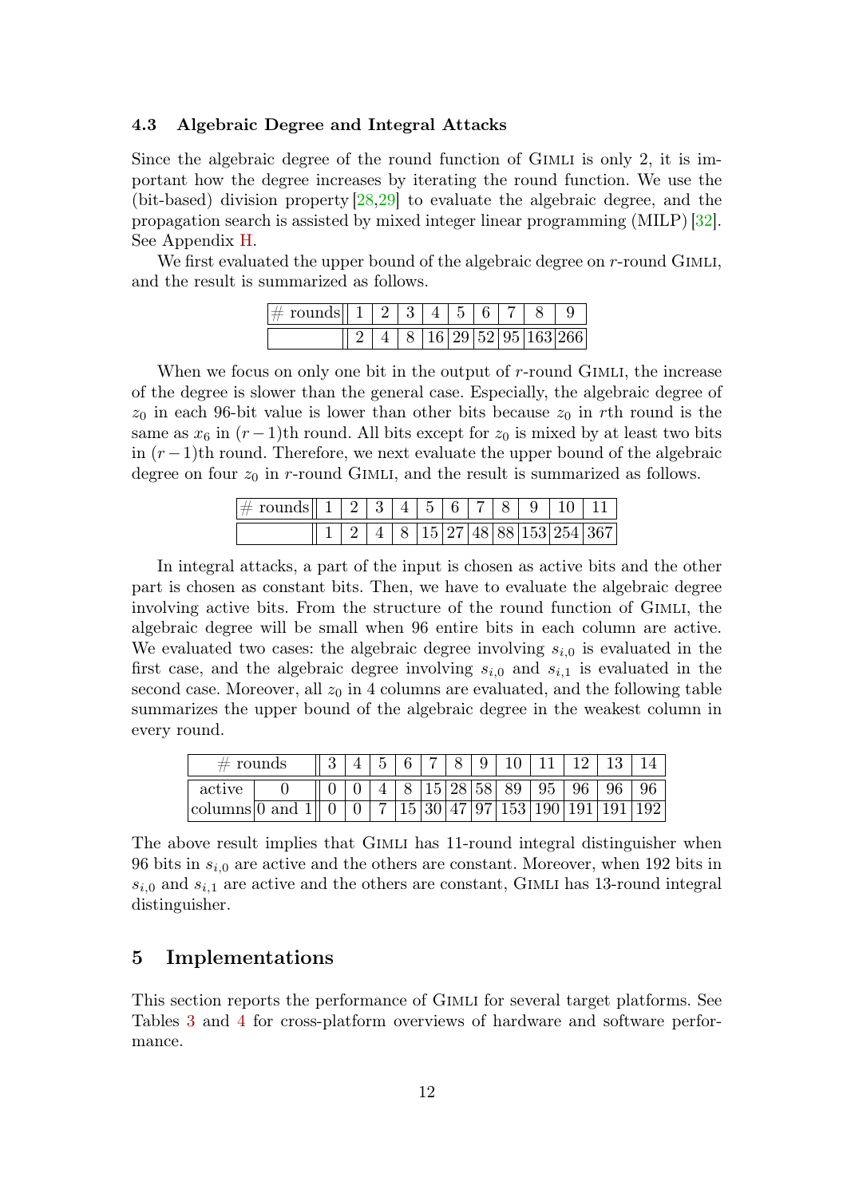### 4.3 Algebraic Degree and Integral Attacks

Since the algebraic degree of the round function of Gimli is only 2, it is important how the degree increases by iterating the round function. We use the (bit-based) division property [28,29] to evaluate the algebraic degree, and the propagation search is assisted by mixed integer linear programming (MILP) [32]. See Appendix H.

We first evaluated the upper bound of the algebraic degree on $r$-round Gimli, and the result is summarized as follows.

| # rounds | 1 | 2 | 3 | 4 | 5 | 6 | 7 | 8 | 9 |
|---|---|---|---|---|---|---|---|---|---|
| | 2 | 4 | 8 | 16 | 29 | 52 | 95 | 163 | 266 |

When we focus on only one bit in the output of $r$-round Gimli, the increase of the degree is slower than the general case. Especially, the algebraic degree of $z_0$ in each 96-bit value is lower than other bits because $z_0$ in $r$th round is the same as $x_6$ in $(r-1)$th round. All bits except for $z_0$ is mixed by at least two bits in $(r-1)$th round. Therefore, we next evaluate the upper bound of the algebraic degree on four $z_0$ in $r$-round Gimli, and the result is summarized as follows.

| # rounds | 1 | 2 | 3 | 4 | 5 | 6 | 7 | 8 | 9 | 10 | 11 |
|---|---|---|---|---|---|---|---|---|---|---|---|
| | 1 | 2 | 4 | 8 | 15 | 27 | 48 | 88 | 153 | 254 | 367 |

In integral attacks, a part of the input is chosen as active bits and the other part is chosen as constant bits. Then, we have to evaluate the algebraic degree involving active bits. From the structure of the round function of Gimli, the algebraic degree will be small when 96 entire bits in each column are active. We evaluated two cases: the algebraic degree involving $s_{i,0}$ is evaluated in the first case, and the algebraic degree involving $s_{i,0}$ and $s_{i,1}$ is evaluated in the second case. Moreover, all $z_0$ in 4 columns are evaluated, and the following table summarizes the upper bound of the algebraic degree in the weakest column in every round.

| # rounds | | 3 | 4 | 5 | 6 | 7 | 8 | 9 | 10 | 11 | 12 | 13 | 14 |
|---|---|---|---|---|---|---|---|---|---|---|---|---|---|
| active | 0 | 0 | 0 | 4 | 8 | 15 | 28 | 58 | 89 | 95 | 96 | 96 | 96 |
| columns | 0 and 1 | 0 | 0 | 7 | 15 | 30 | 47 | 97 | 153 | 190 | 191 | 191 | 192 |

The above result implies that Gimli has 11-round integral distinguisher when 96 bits in $s_{i,0}$ are active and the others are constant. Moreover, when 192 bits in $s_{i,0}$ and $s_{i,1}$ are active and the others are constant, Gimli has 13-round integral distinguisher.

## 5 Implementations

This section reports the performance of Gimli for several target platforms. See Tables 3 and 4 for cross-platform overviews of hardware and software performance.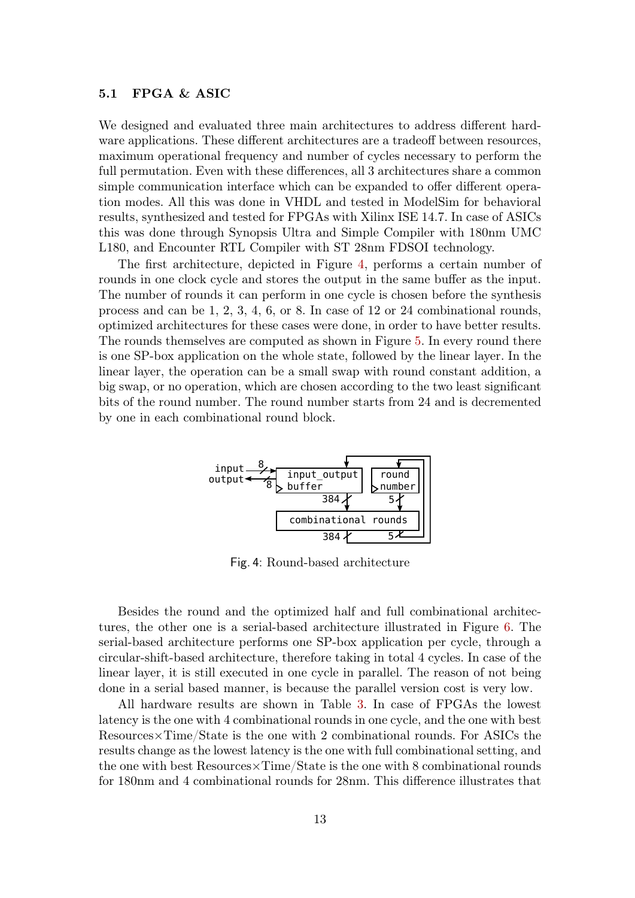### 5.1 FPGA & ASIC

We designed and evaluated three main architectures to address different hardware applications. These different architectures are a tradeoff between resources, maximum operational frequency and number of cycles necessary to perform the full permutation. Even with these differences, all 3 architectures share a common simple communication interface which can be expanded to offer different operation modes. All this was done in VHDL and tested in ModelSim for behavioral results, synthesized and tested for FPGAs with Xilinx ISE 14.7. In case of ASICs this was done through Synopsis Ultra and Simple Compiler with 180nm UMC L180, and Encounter RTL Compiler with ST 28nm FDSOI technology.

The first architecture, depicted in Figure 4, performs a certain number of rounds in one clock cycle and stores the output in the same buffer as the input. The number of rounds it can perform in one cycle is chosen before the synthesis process and can be 1, 2, 3, 4, 6, or 8. In case of 12 or 24 combinational rounds, optimized architectures for these cases were done, in order to have better results. The rounds themselves are computed as shown in Figure 5. In every round there is one SP-box application on the whole state, followed by the linear layer. In the linear layer, the operation can be a small swap with round constant addition, a big swap, or no operation, which are chosen according to the two least significant bits of the round number. The round number starts from 24 and is decremented by one in each combinational round block.

Fig. 4: Round-based architecture

Besides the round and the optimized half and full combinational architectures, the other one is a serial-based architecture illustrated in Figure 6. The serial-based architecture performs one SP-box application per cycle, through a circular-shift-based architecture, therefore taking in total 4 cycles. In case of the linear layer, it is still executed in one cycle in parallel. The reason of not being done in a serial based manner, is because the parallel version cost is very low.

All hardware results are shown in Table 3. In case of FPGAs the lowest latency is the one with 4 combinational rounds in one cycle, and the one with best Resources×Time/State is the one with 2 combinational rounds. For ASICs the results change as the lowest latency is the one with full combinational setting, and the one with best Resources×Time/State is the one with 8 combinational rounds for 180nm and 4 combinational rounds for 28nm. This difference illustrates that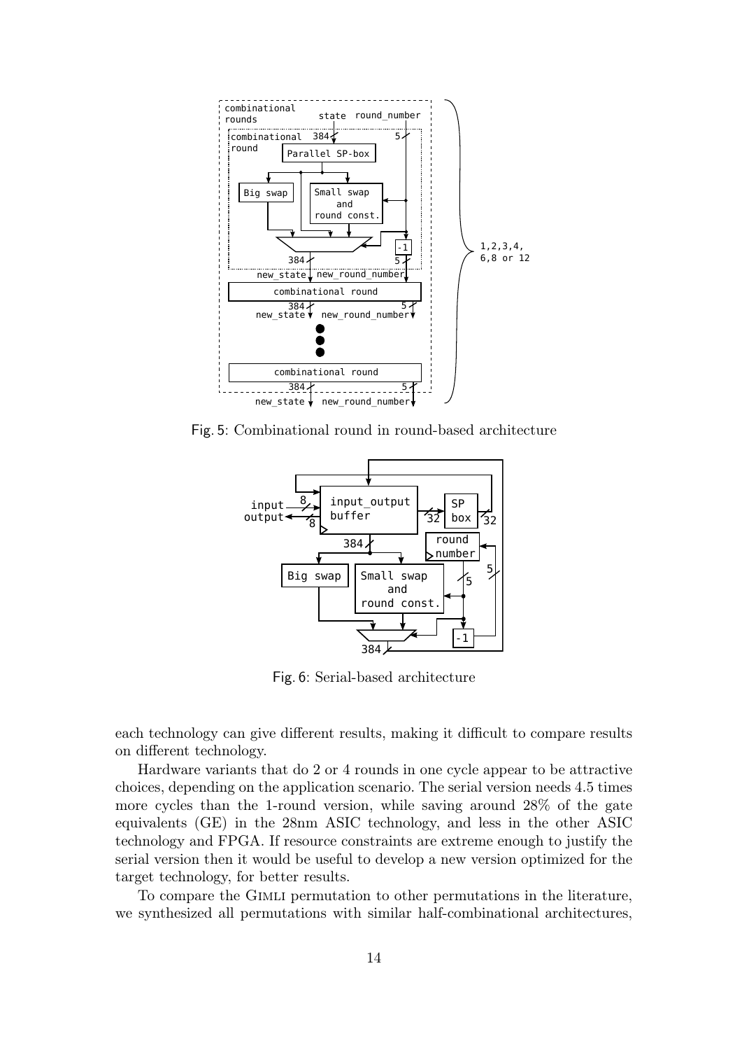Fig. 5: Combinational round in round-based architecture

Fig. 6: Serial-based architecture

each technology can give different results, making it difficult to compare results on different technology.

Hardware variants that do 2 or 4 rounds in one cycle appear to be attractive choices, depending on the application scenario. The serial version needs 4.5 times more cycles than the 1-round version, while saving around 28% of the gate equivalents (GE) in the 28nm ASIC technology, and less in the other ASIC technology and FPGA. If resource constraints are extreme enough to justify the serial version then it would be useful to develop a new version optimized for the target technology, for better results.

To compare the Gimli permutation to other permutations in the literature, we synthesized all permutations with similar half-combinational architectures,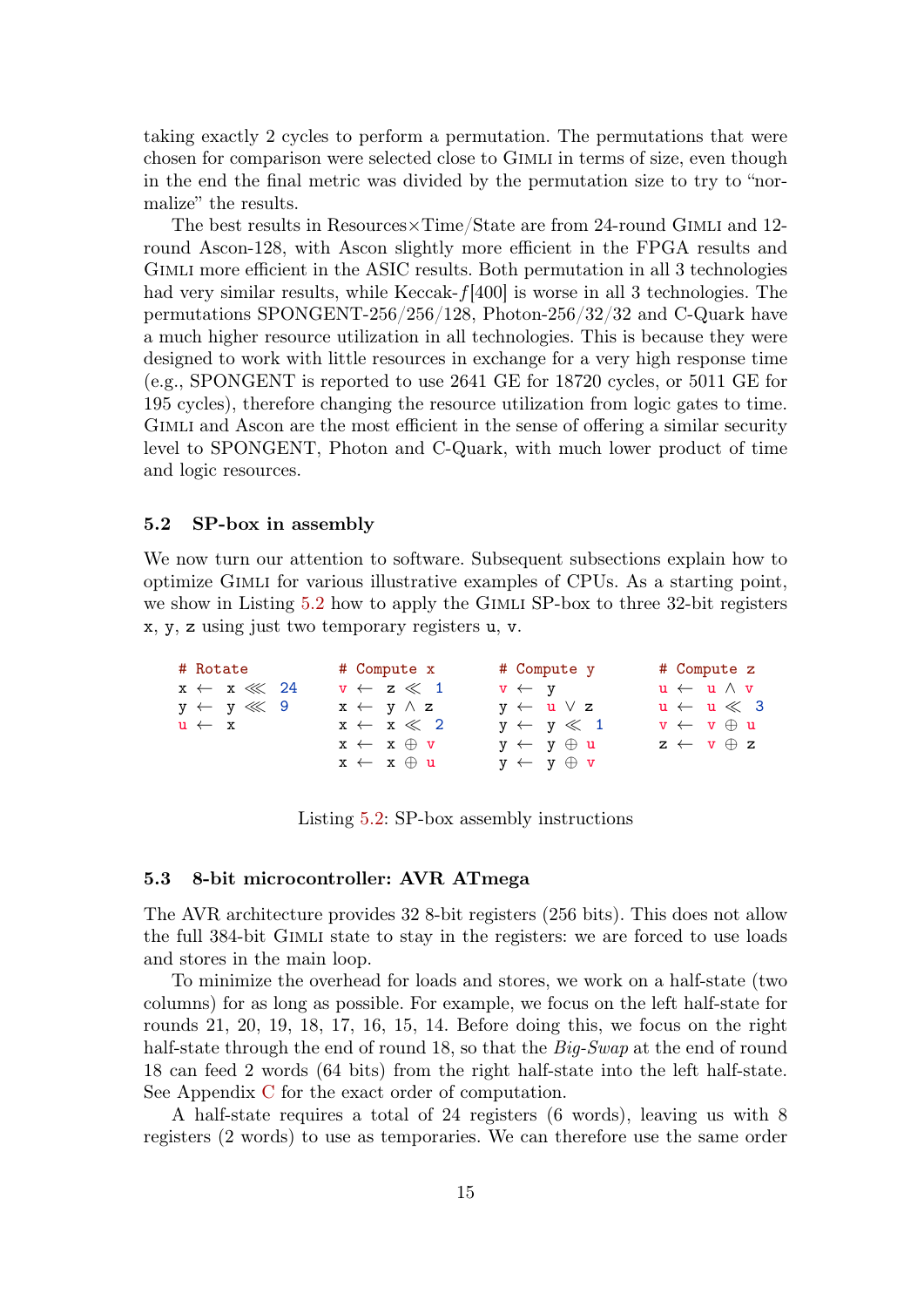taking exactly 2 cycles to perform a permutation. The permutations that were chosen for comparison were selected close to Gimli in terms of size, even though in the end the final metric was divided by the permutation size to try to "normalize" the results.

The best results in Resources×Time/State are from 24-round Gimli and 12-round Ascon-128, with Ascon slightly more efficient in the FPGA results and Gimli more efficient in the ASIC results. Both permutation in all 3 technologies had very similar results, while Keccak-$f[400]$ is worse in all 3 technologies. The permutations SPONGENT-256/256/128, Photon-256/32/32 and C-Quark have a much higher resource utilization in all technologies. This is because they were designed to work with little resources in exchange for a very high response time (e.g., SPONGENT is reported to use 2641 GE for 18720 cycles, or 5011 GE for 195 cycles), therefore changing the resource utilization from logic gates to time. Gimli and Ascon are the most efficient in the sense of offering a similar security level to SPONGENT, Photon and C-Quark, with much lower product of time and logic resources.

### 5.2 SP-box in assembly

We now turn our attention to software. Subsequent subsections explain how to optimize Gimli for various illustrative examples of CPUs. As a starting point, we show in Listing 5.2 how to apply the Gimli SP-box to three 32-bit registers x, y, z using just two temporary registers u, v.

```
# Rotate          # Compute x       # Compute y       # Compute z
x ← x ⋘ 24        v ← z ≪ 1         v ← y             u ← u ∧ v
y ← y ⋘ 9         x ← y ∧ z         y ← u ∨ z         u ← u ≪ 3
u ← x             x ← x ≪ 2         y ← y ≪ 1         v ← v ⊕ u
                  x ← x ⊕ v         y ← y ⊕ u         z ← v ⊕ z
                  x ← x ⊕ u         y ← y ⊕ v
```

Listing 5.2: SP-box assembly instructions

### 5.3 8-bit microcontroller: AVR ATmega

The AVR architecture provides 32 8-bit registers (256 bits). This does not allow the full 384-bit Gimli state to stay in the registers: we are forced to use loads and stores in the main loop.

To minimize the overhead for loads and stores, we work on a half-state (two columns) for as long as possible. For example, we focus on the left half-state for rounds 21, 20, 19, 18, 17, 16, 15, 14. Before doing this, we focus on the right half-state through the end of round 18, so that the *Big-Swap* at the end of round 18 can feed 2 words (64 bits) from the right half-state into the left half-state. See Appendix C for the exact order of computation.

A half-state requires a total of 24 registers (6 words), leaving us with 8 registers (2 words) to use as temporaries. We can therefore use the same order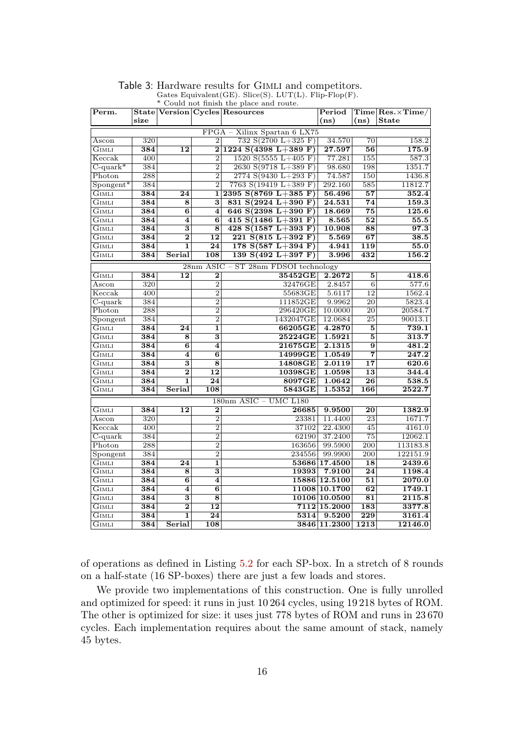Table 3: Hardware results for Gimli and competitors.
Gates Equivalent(GE). Slice(S). LUT(L). Flip-Flop(F).
* Could not finish the place and route.

| Perm. | State size | Version | Cycles | Resources | Period (ns) | Time (ns) | Res.×Time/ State |
|---|---|---|---|---|---|---|---|
| **FPGA – Xilinx Spartan 6 LX75** | | | | | | | |
| Ascon | 320 | | 2 | 732 S(2700 L+325 F) | 34.570 | 70 | 158.2 |
| **Gimli** | **384** | **12** | **2** | **1224 S(4398 L+389 F)** | **27.597** | **56** | **175.9** |
| Keccak | 400 | | 2 | 1520 S(5555 L+405 F) | 77.281 | 155 | 587.3 |
| C-quark* | 384 | | 2 | 2630 S(9718 L+389 F) | 98.680 | 198 | 1351.7 |
| Photon | 288 | | 2 | 2774 S(9430 L+293 F) | 74.587 | 150 | 1436.8 |
| Spongent* | 384 | | 2 | 7763 S(19419 L+389 F) | 292.160 | 585 | 11812.7 |
| **Gimli** | **384** | **24** | **1** | **2395 S(8769 L+385 F)** | **56.496** | **57** | **352.4** |
| **Gimli** | **384** | **8** | **3** | **831 S(2924 L+390 F)** | **24.531** | **74** | **159.3** |
| **Gimli** | **384** | **6** | **4** | **646 S(2398 L+390 F)** | **18.669** | **75** | **125.6** |
| **Gimli** | **384** | **4** | **6** | **415 S(1486 L+391 F)** | **8.565** | **52** | **55.5** |
| **Gimli** | **384** | **3** | **8** | **428 S(1587 L+393 F)** | **10.908** | **88** | **97.3** |
| **Gimli** | **384** | **2** | **12** | **221 S(815 L+392 F)** | **5.569** | **67** | **38.5** |
| **Gimli** | **384** | **1** | **24** | **178 S(587 L+394 F)** | **4.941** | **119** | **55.0** |
| **Gimli** | **384** | **Serial** | **108** | **139 S(492 L+397 F)** | **3.996** | **432** | **156.2** |
| **28nm ASIC – ST 28nm FDSOI technology** | | | | | | | |
| **Gimli** | **384** | **12** | **2** | **35452GE** | **2.2672** | **5** | **418.6** |
| Ascon | 320 | | 2 | 32476GE | 2.8457 | 6 | 577.6 |
| Keccak | 400 | | 2 | 55683GE | 5.6117 | 12 | 1562.4 |
| C-quark | 384 | | 2 | 111852GE | 9.9962 | 20 | 5823.4 |
| Photon | 288 | | 2 | 296420GE | 10.0000 | 20 | 20584.7 |
| Spongent | 384 | | 2 | 1432047GE | 12.0684 | 25 | 90013.1 |
| **Gimli** | **384** | **24** | **1** | **66205GE** | **4.2870** | **5** | **739.1** |
| **Gimli** | **384** | **8** | **3** | **25224GE** | **1.5921** | **5** | **313.7** |
| **Gimli** | **384** | **6** | **4** | **21675GE** | **2.1315** | **9** | **481.2** |
| **Gimli** | **384** | **4** | **6** | **14999GE** | **1.0549** | **7** | **247.2** |
| **Gimli** | **384** | **3** | **8** | **14808GE** | **2.0119** | **17** | **620.6** |
| **Gimli** | **384** | **2** | **12** | **10398GE** | **1.0598** | **13** | **344.4** |
| **Gimli** | **384** | **1** | **24** | **8097GE** | **1.0642** | **26** | **538.5** |
| **Gimli** | **384** | **Serial** | **108** | **5843GE** | **1.5352** | **166** | **2522.7** |
| **180nm ASIC – UMC L180** | | | | | | | |
| **Gimli** | **384** | **12** | **2** | **26685** | **9.9500** | **20** | **1382.9** |
| Ascon | 320 | | 2 | 23381 | 11.4400 | 23 | 1671.7 |
| Keccak | 400 | | 2 | 37102 | 22.4300 | 45 | 4161.0 |
| C-quark | 384 | | 2 | 62190 | 37.2400 | 75 | 12062.1 |
| Photon | 288 | | 2 | 163656 | 99.5900 | 200 | 113183.8 |
| Spongent | 384 | | 2 | 234556 | 99.9900 | 200 | 122151.9 |
| **Gimli** | **384** | **24** | **1** | **53686** | **17.4500** | **18** | **2439.6** |
| **Gimli** | **384** | **8** | **3** | **19393** | **7.9100** | **24** | **1198.4** |
| **Gimli** | **384** | **6** | **4** | **15886** | **12.5100** | **51** | **2070.0** |
| **Gimli** | **384** | **4** | **6** | **11008** | **10.1700** | **62** | **1749.1** |
| **Gimli** | **384** | **3** | **8** | **10106** | **10.0500** | **81** | **2115.8** |
| **Gimli** | **384** | **2** | **12** | **7112** | **15.2000** | **183** | **3377.8** |
| **Gimli** | **384** | **1** | **24** | **5314** | **9.5200** | **229** | **3161.4** |
| **Gimli** | **384** | **Serial** | **108** | **3846** | **11.2300** | **1213** | **12146.0** |

of operations as defined in Listing 5.2 for each SP-box. In a stretch of 8 rounds on a half-state (16 SP-boxes) there are just a few loads and stores.

We provide two implementations of this construction. One is fully unrolled and optimized for speed: it runs in just 10 264 cycles, using 19 218 bytes of ROM. The other is optimized for size: it uses just 778 bytes of ROM and runs in 23 670 cycles. Each implementation requires about the same amount of stack, namely 45 bytes.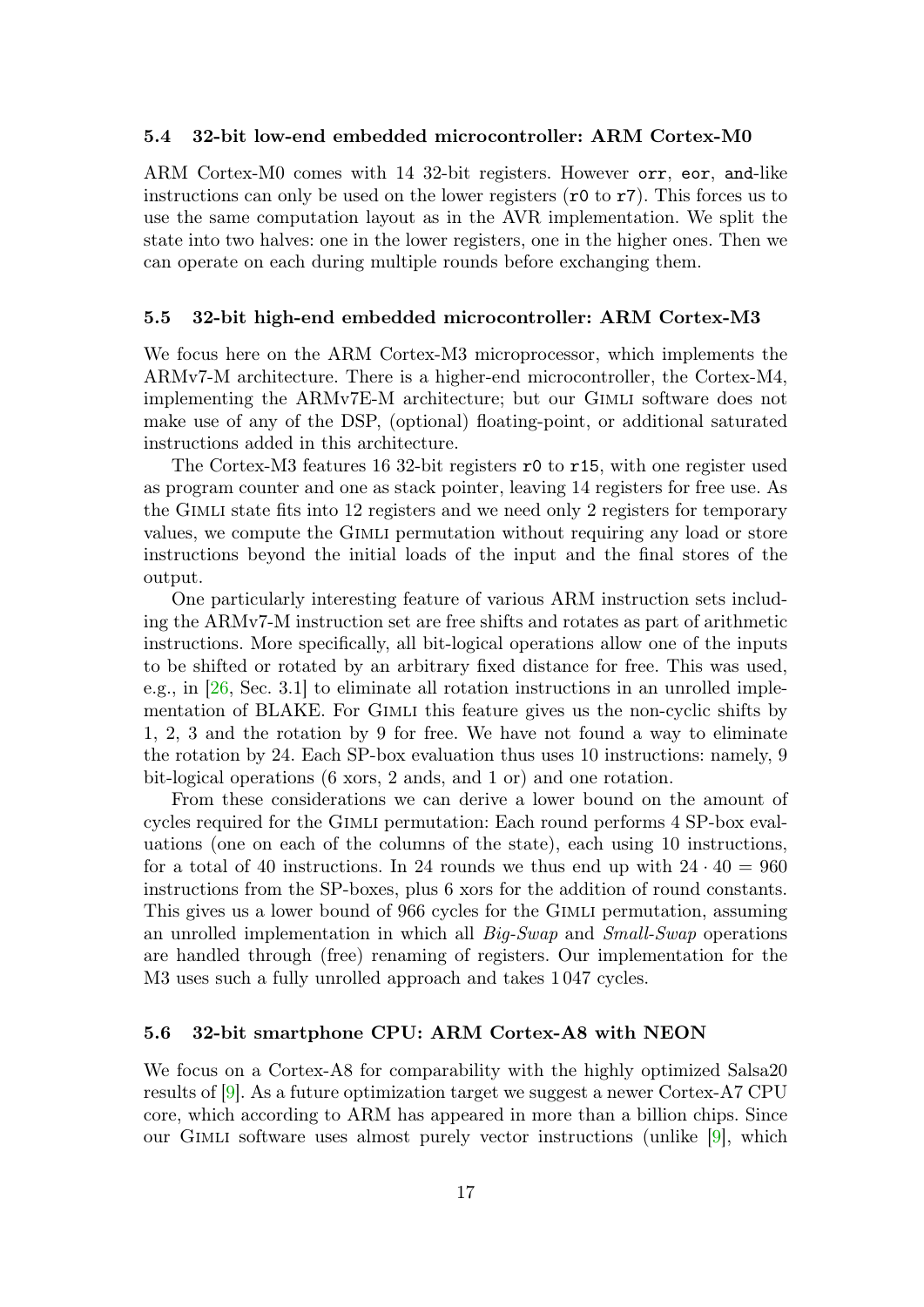### 5.4 32-bit low-end embedded microcontroller: ARM Cortex-M0

ARM Cortex-M0 comes with 14 32-bit registers. However `orr`, `eor`, `and`-like instructions can only be used on the lower registers (`r0` to `r7`). This forces us to use the same computation layout as in the AVR implementation. We split the state into two halves: one in the lower registers, one in the higher ones. Then we can operate on each during multiple rounds before exchanging them.

### 5.5 32-bit high-end embedded microcontroller: ARM Cortex-M3

We focus here on the ARM Cortex-M3 microprocessor, which implements the ARMv7-M architecture. There is a higher-end microcontroller, the Cortex-M4, implementing the ARMv7E-M architecture; but our Gimli software does not make use of any of the DSP, (optional) floating-point, or additional saturated instructions added in this architecture.

The Cortex-M3 features 16 32-bit registers `r0` to `r15`, with one register used as program counter and one as stack pointer, leaving 14 registers for free use. As the Gimli state fits into 12 registers and we need only 2 registers for temporary values, we compute the Gimli permutation without requiring any load or store instructions beyond the initial loads of the input and the final stores of the output.

One particularly interesting feature of various ARM instruction sets including the ARMv7-M instruction set are free shifts and rotates as part of arithmetic instructions. More specifically, all bit-logical operations allow one of the inputs to be shifted or rotated by an arbitrary fixed distance for free. This was used, e.g., in [26, Sec. 3.1] to eliminate all rotation instructions in an unrolled implementation of BLAKE. For Gimli this feature gives us the non-cyclic shifts by 1, 2, 3 and the rotation by 9 for free. We have not found a way to eliminate the rotation by 24. Each SP-box evaluation thus uses 10 instructions: namely, 9 bit-logical operations (6 xors, 2 ands, and 1 or) and one rotation.

From these considerations we can derive a lower bound on the amount of cycles required for the Gimli permutation: Each round performs 4 SP-box evaluations (one on each of the columns of the state), each using 10 instructions, for a total of 40 instructions. In 24 rounds we thus end up with $24 \cdot 40 = 960$ instructions from the SP-boxes, plus 6 xors for the addition of round constants. This gives us a lower bound of 966 cycles for the Gimli permutation, assuming an unrolled implementation in which all *Big-Swap* and *Small-Swap* operations are handled through (free) renaming of registers. Our implementation for the M3 uses such a fully unrolled approach and takes 1 047 cycles.

### 5.6 32-bit smartphone CPU: ARM Cortex-A8 with NEON

We focus on a Cortex-A8 for comparability with the highly optimized Salsa20 results of [9]. As a future optimization target we suggest a newer Cortex-A7 CPU core, which according to ARM has appeared in more than a billion chips. Since our Gimli software uses almost purely vector instructions (unlike [9], which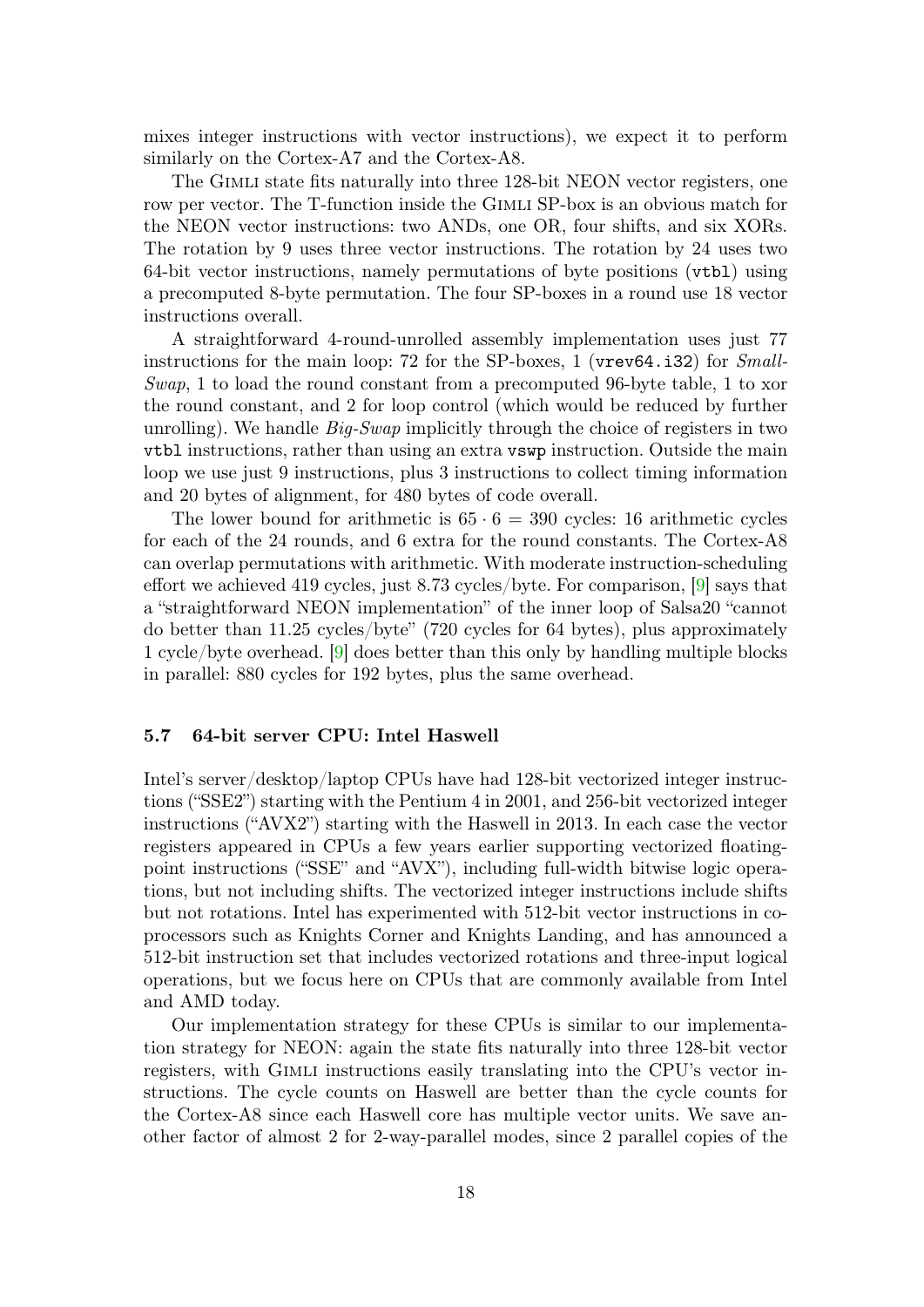mixes integer instructions with vector instructions), we expect it to perform similarly on the Cortex-A7 and the Cortex-A8.

The Gimli state fits naturally into three 128-bit NEON vector registers, one row per vector. The T-function inside the Gimli SP-box is an obvious match for the NEON vector instructions: two ANDs, one OR, four shifts, and six XORs. The rotation by 9 uses three vector instructions. The rotation by 24 uses two 64-bit vector instructions, namely permutations of byte positions (`vtbl`) using a precomputed 8-byte permutation. The four SP-boxes in a round use 18 vector instructions overall.

A straightforward 4-round-unrolled assembly implementation uses just 77 instructions for the main loop: 72 for the SP-boxes, 1 (`vrev64.i32`) for *Small-Swap*, 1 to load the round constant from a precomputed 96-byte table, 1 to xor the round constant, and 2 for loop control (which would be reduced by further unrolling). We handle *Big-Swap* implicitly through the choice of registers in two `vtbl` instructions, rather than using an extra `vswp` instruction. Outside the main loop we use just 9 instructions, plus 3 instructions to collect timing information and 20 bytes of alignment, for 480 bytes of code overall.

The lower bound for arithmetic is $65 \cdot 6 = 390$ cycles: 16 arithmetic cycles for each of the 24 rounds, and 6 extra for the round constants. The Cortex-A8 can overlap permutations with arithmetic. With moderate instruction-scheduling effort we achieved 419 cycles, just 8.73 cycles/byte. For comparison, [9] says that a "straightforward NEON implementation" of the inner loop of Salsa20 "cannot do better than 11.25 cycles/byte" (720 cycles for 64 bytes), plus approximately 1 cycle/byte overhead. [9] does better than this only by handling multiple blocks in parallel: 880 cycles for 192 bytes, plus the same overhead.

### 5.7 64-bit server CPU: Intel Haswell

Intel's server/desktop/laptop CPUs have had 128-bit vectorized integer instructions ("SSE2") starting with the Pentium 4 in 2001, and 256-bit vectorized integer instructions ("AVX2") starting with the Haswell in 2013. In each case the vector registers appeared in CPUs a few years earlier supporting vectorized floating-point instructions ("SSE" and "AVX"), including full-width bitwise logic operations, but not including shifts. The vectorized integer instructions include shifts but not rotations. Intel has experimented with 512-bit vector instructions in coprocessors such as Knights Corner and Knights Landing, and has announced a 512-bit instruction set that includes vectorized rotations and three-input logical operations, but we focus here on CPUs that are commonly available from Intel and AMD today.

Our implementation strategy for these CPUs is similar to our implementation strategy for NEON: again the state fits naturally into three 128-bit vector registers, with Gimli instructions easily translating into the CPU's vector instructions. The cycle counts on Haswell are better than the cycle counts for the Cortex-A8 since each Haswell core has multiple vector units. We save another factor of almost 2 for 2-way-parallel modes, since 2 parallel copies of the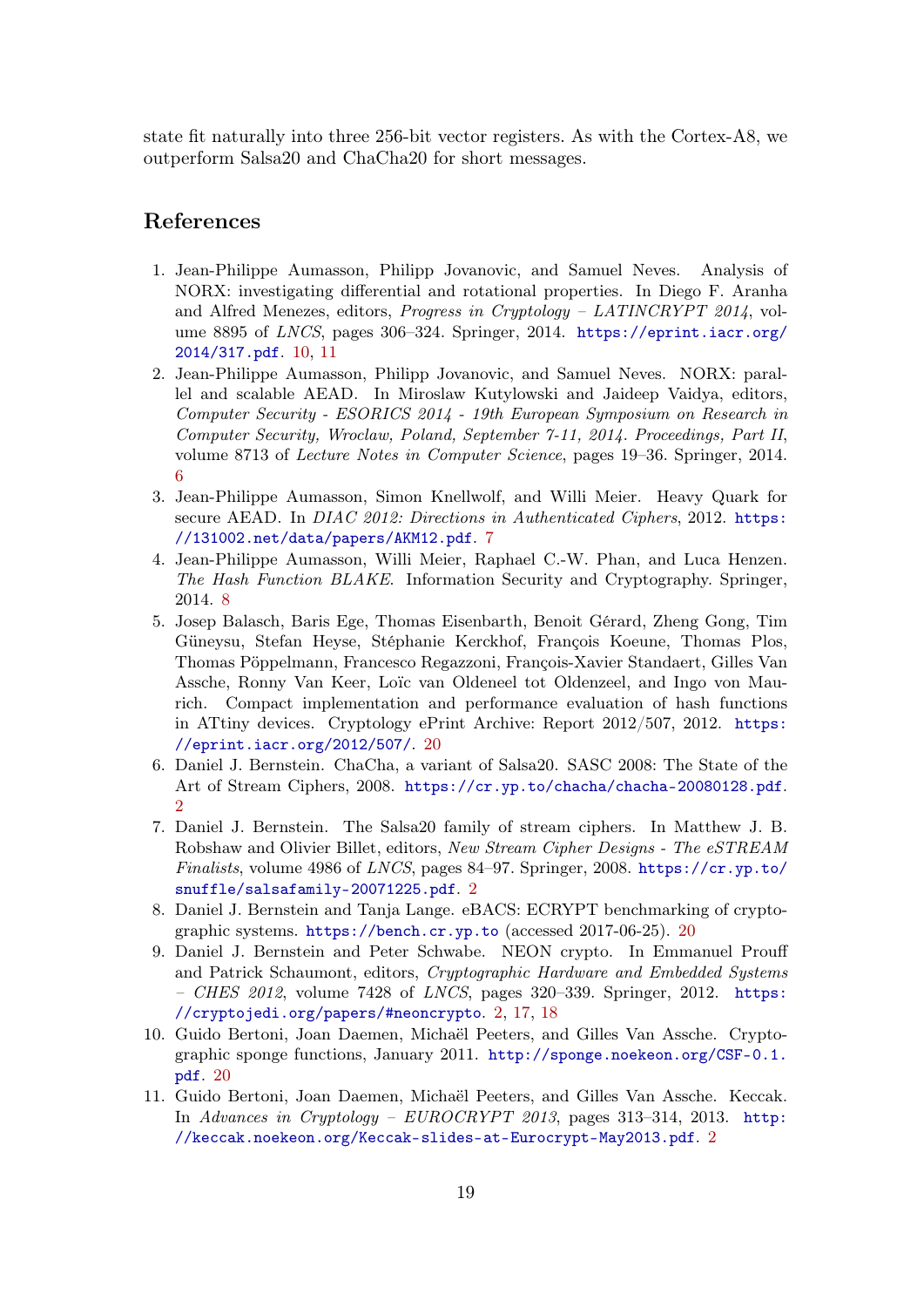state fit naturally into three 256-bit vector registers. As with the Cortex-A8, we outperform Salsa20 and ChaCha20 for short messages.

## References

1. Jean-Philippe Aumasson, Philipp Jovanovic, and Samuel Neves. Analysis of NORX: investigating differential and rotational properties. In Diego F. Aranha and Alfred Menezes, editors, *Progress in Cryptology – LATINCRYPT 2014*, volume 8895 of *LNCS*, pages 306–324. Springer, 2014. https://eprint.iacr.org/2014/317.pdf. 10, 11
2. Jean-Philippe Aumasson, Philipp Jovanovic, and Samuel Neves. NORX: parallel and scalable AEAD. In Miroslaw Kutylowski and Jaideep Vaidya, editors, *Computer Security - ESORICS 2014 - 19th European Symposium on Research in Computer Security, Wroclaw, Poland, September 7-11, 2014. Proceedings, Part II*, volume 8713 of *Lecture Notes in Computer Science*, pages 19–36. Springer, 2014. 6
3. Jean-Philippe Aumasson, Simon Knellwolf, and Willi Meier. Heavy Quark for secure AEAD. In *DIAC 2012: Directions in Authenticated Ciphers*, 2012. https://131002.net/data/papers/AKM12.pdf. 7
4. Jean-Philippe Aumasson, Willi Meier, Raphael C.-W. Phan, and Luca Henzen. *The Hash Function BLAKE*. Information Security and Cryptography. Springer, 2014. 8
5. Josep Balasch, Baris Ege, Thomas Eisenbarth, Benoit Gérard, Zheng Gong, Tim Güneysu, Stefan Heyse, Stéphanie Kerckhof, François Koeune, Thomas Plos, Thomas Pöppelmann, Francesco Regazzoni, François-Xavier Standaert, Gilles Van Assche, Ronny Van Keer, Loïc van Oldeneel tot Oldenzeel, and Ingo von Maurich. Compact implementation and performance evaluation of hash functions in ATtiny devices. Cryptology ePrint Archive: Report 2012/507, 2012. https://eprint.iacr.org/2012/507/. 20
6. Daniel J. Bernstein. ChaCha, a variant of Salsa20. SASC 2008: The State of the Art of Stream Ciphers, 2008. https://cr.yp.to/chacha/chacha-20080128.pdf. 2
7. Daniel J. Bernstein. The Salsa20 family of stream ciphers. In Matthew J. B. Robshaw and Olivier Billet, editors, *New Stream Cipher Designs - The eSTREAM Finalists*, volume 4986 of *LNCS*, pages 84–97. Springer, 2008. https://cr.yp.to/snuffle/salsafamily-20071225.pdf. 2
8. Daniel J. Bernstein and Tanja Lange. eBACS: ECRYPT benchmarking of cryptographic systems. https://bench.cr.yp.to (accessed 2017-06-25). 20
9. Daniel J. Bernstein and Peter Schwabe. NEON crypto. In Emmanuel Prouff and Patrick Schaumont, editors, *Cryptographic Hardware and Embedded Systems – CHES 2012*, volume 7428 of *LNCS*, pages 320–339. Springer, 2012. https://cryptojedi.org/papers/#neoncrypto. 2, 17, 18
10. Guido Bertoni, Joan Daemen, Michaël Peeters, and Gilles Van Assche. Cryptographic sponge functions, January 2011. http://sponge.noekeon.org/CSF-0.1.pdf. 20
11. Guido Bertoni, Joan Daemen, Michaël Peeters, and Gilles Van Assche. Keccak. In *Advances in Cryptology – EUROCRYPT 2013*, pages 313–314, 2013. http://keccak.noekeon.org/Keccak-slides-at-Eurocrypt-May2013.pdf. 2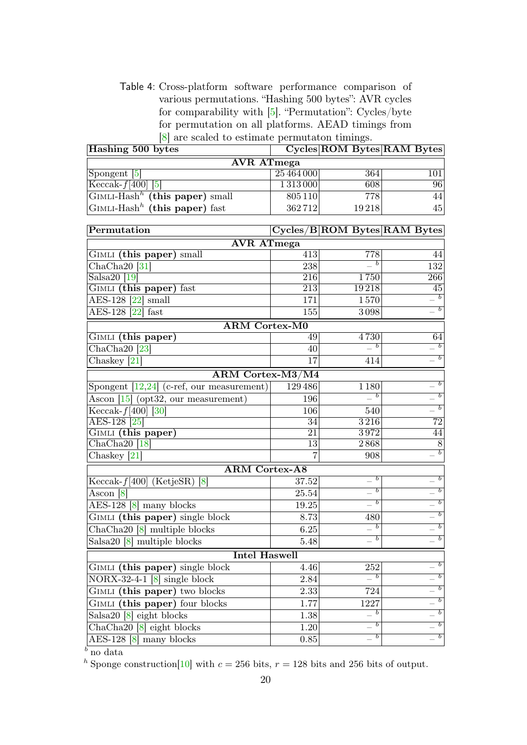Table 4: Cross-platform software performance comparison of various permutations. "Hashing 500 bytes": AVR cycles for comparability with [5]. "Permutation": Cycles/byte for permutation on all platforms. AEAD timings from [8] are scaled to estimate permutaton timings.

| **Hashing 500 bytes** | **Cycles** | **ROM Bytes** | **RAM Bytes** |
|---|---|---|---|
| **AVR ATmega** | | | |
| Spongent [5] | 25 464 000 | 364 | 101 |
| Keccak-$f$[400] [5] | 1 313 000 | 608 | 96 |
| GIMLI-Hash[h] **(this paper)** small | 805 110 | 778 | 44 |
| GIMLI-Hash[h] **(this paper)** fast | 362 712 | 19 218 | 45 |

| **Permutation** | **Cycles/B** | **ROM Bytes** | **RAM Bytes** |
|---|---|---|---|
| **AVR ATmega** | | | |
| GIMLI **(this paper)** small | 413 | 778 | 44 |
| ChaCha20 [31] | 238 | –[b] | 132 |
| Salsa20 [19] | 216 | 1 750 | 266 |
| GIMLI **(this paper)** fast | 213 | 19 218 | 45 |
| AES-128 [22] small | 171 | 1 570 | –[b] |
| AES-128 [22] fast | 155 | 3 098 | –[b] |
| **ARM Cortex-M0** | | | |
| GIMLI **(this paper)** | 49 | 4 730 | 64 |
| ChaCha20 [23] | 40 | –[b] | –[b] |
| Chaskey [21] | 17 | 414 | –[b] |
| **ARM Cortex-M3/M4** | | | |
| Spongent [12,24] (c-ref, our measurement) | 129 486 | 1 180 | –[b] |
| Ascon [15] (opt32, our measurement) | 196 | –[b] | –[b] |
| Keccak-$f$[400] [30] | 106 | 540 | –[b] |
| AES-128 [25] | 34 | 3 216 | 72 |
| GIMLI **(this paper)** | 21 | 3 972 | 44 |
| ChaCha20 [18] | 13 | 2 868 | 8 |
| Chaskey [21] | 7 | 908 | –[b] |
| **ARM Cortex-A8** | | | |
| Keccak-$f$[400] (KetjeSR) [8] | 37.52 | –[b] | –[b] |
| Ascon [8] | 25.54 | –[b] | –[b] |
| AES-128 [8] many blocks | 19.25 | –[b] | –[b] |
| GIMLI **(this paper)** single block | 8.73 | 480 | –[b] |
| ChaCha20 [8] multiple blocks | 6.25 | –[b] | –[b] |
| Salsa20 [8] multiple blocks | 5.48 | –[b] | –[b] |
| **Intel Haswell** | | | |
| GIMLI **(this paper)** single block | 4.46 | 252 | –[b] |
| NORX-32-4-1 [8] single block | 2.84 | –[b] | –[b] |
| GIMLI **(this paper)** two blocks | 2.33 | 724 | –[b] |
| GIMLI **(this paper)** four blocks | 1.77 | 1227 | –[b] |
| Salsa20 [8] eight blocks | 1.38 | –[b] | –[b] |
| ChaCha20 [8] eight blocks | 1.20 | –[b] | –[b] |
| AES-128 [8] many blocks | 0.85 | –[b] | –[b] |

[b] no data

[h] Sponge construction[10] with $c = 256$ bits, $r = 128$ bits and 256 bits of output.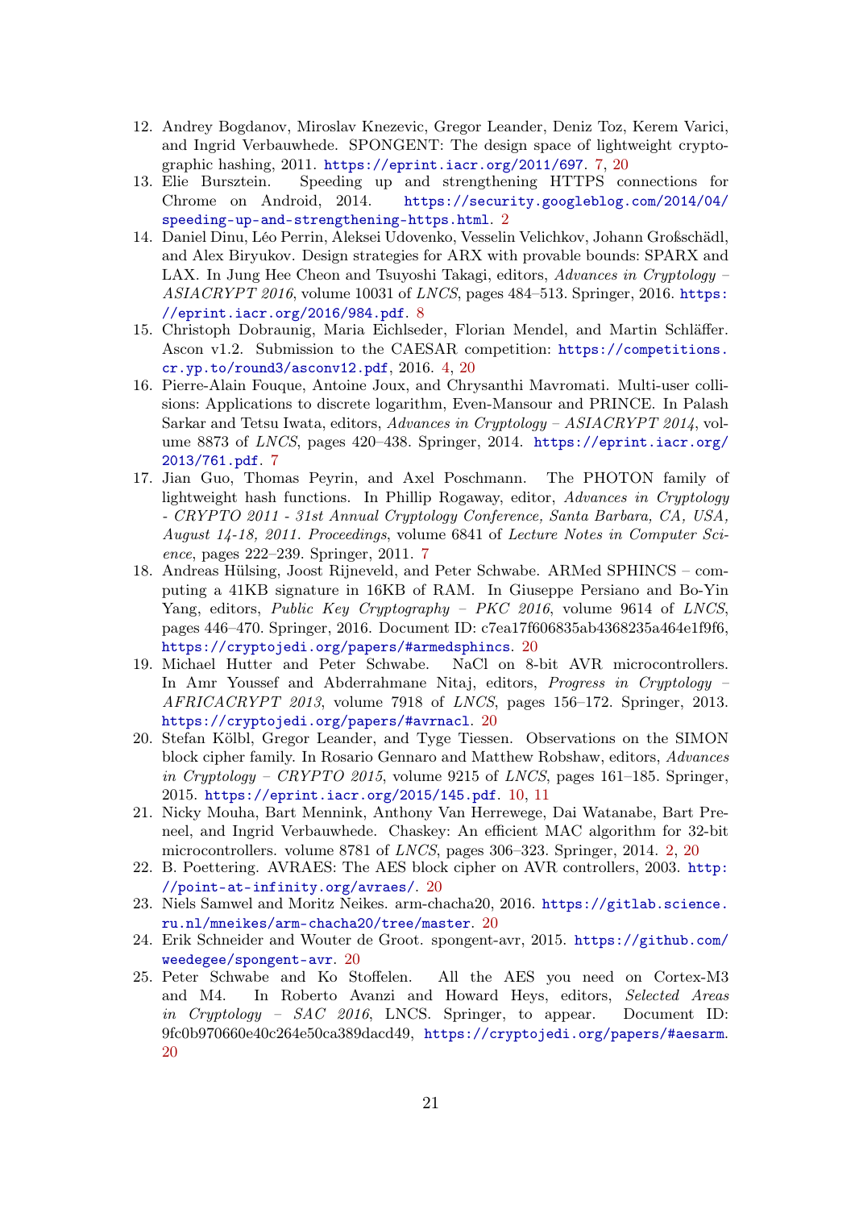12. Andrey Bogdanov, Miroslav Knezevic, Gregor Leander, Deniz Toz, Kerem Varici, and Ingrid Verbauwhede. SPONGENT: The design space of lightweight cryptographic hashing, 2011. https://eprint.iacr.org/2011/697. 7, 20
13. Elie Bursztein. Speeding up and strengthening HTTPS connections for Chrome on Android, 2014. https://security.googleblog.com/2014/04/speeding-up-and-strengthening-https.html. 2
14. Daniel Dinu, Léo Perrin, Aleksei Udovenko, Vesselin Velichkov, Johann Großschädl, and Alex Biryukov. Design strategies for ARX with provable bounds: SPARX and LAX. In Jung Hee Cheon and Tsuyoshi Takagi, editors, *Advances in Cryptology – ASIACRYPT 2016*, volume 10031 of *LNCS*, pages 484–513. Springer, 2016. https://eprint.iacr.org/2016/984.pdf. 8
15. Christoph Dobraunig, Maria Eichlseder, Florian Mendel, and Martin Schläffer. Ascon v1.2. Submission to the CAESAR competition: https://competitions.cr.yp.to/round3/asconv12.pdf, 2016. 4, 20
16. Pierre-Alain Fouque, Antoine Joux, and Chrysanthi Mavromati. Multi-user collisions: Applications to discrete logarithm, Even-Mansour and PRINCE. In Palash Sarkar and Tetsu Iwata, editors, *Advances in Cryptology – ASIACRYPT 2014*, volume 8873 of *LNCS*, pages 420–438. Springer, 2014. https://eprint.iacr.org/2013/761.pdf. 7
17. Jian Guo, Thomas Peyrin, and Axel Poschmann. The PHOTON family of lightweight hash functions. In Phillip Rogaway, editor, *Advances in Cryptology - CRYPTO 2011 - 31st Annual Cryptology Conference, Santa Barbara, CA, USA, August 14-18, 2011. Proceedings*, volume 6841 of *Lecture Notes in Computer Science*, pages 222–239. Springer, 2011. 7
18. Andreas Hülsing, Joost Rijneveld, and Peter Schwabe. ARMed SPHINCS – computing a 41KB signature in 16KB of RAM. In Giuseppe Persiano and Bo-Yin Yang, editors, *Public Key Cryptography – PKC 2016*, volume 9614 of *LNCS*, pages 446–470. Springer, 2016. Document ID: c7ea17f606835ab4368235a464e1f9f6, https://cryptojedi.org/papers/#armedsphincs. 20
19. Michael Hutter and Peter Schwabe. NaCl on 8-bit AVR microcontrollers. In Amr Youssef and Abderrahmane Nitaj, editors, *Progress in Cryptology – AFRICACRYPT 2013*, volume 7918 of *LNCS*, pages 156–172. Springer, 2013. https://cryptojedi.org/papers/#avrnacl. 20
20. Stefan Kölbl, Gregor Leander, and Tyge Tiessen. Observations on the SIMON block cipher family. In Rosario Gennaro and Matthew Robshaw, editors, *Advances in Cryptology – CRYPTO 2015*, volume 9215 of *LNCS*, pages 161–185. Springer, 2015. https://eprint.iacr.org/2015/145.pdf. 10, 11
21. Nicky Mouha, Bart Mennink, Anthony Van Herrewege, Dai Watanabe, Bart Preneel, and Ingrid Verbauwhede. Chaskey: An efficient MAC algorithm for 32-bit microcontrollers. volume 8781 of *LNCS*, pages 306–323. Springer, 2014. 2, 20
22. B. Poettering. AVRAES: The AES block cipher on AVR controllers, 2003. http://point-at-infinity.org/avraes/. 20
23. Niels Samwel and Moritz Neikes. arm-chacha20, 2016. https://gitlab.science.ru.nl/mneikes/arm-chacha20/tree/master. 20
24. Erik Schneider and Wouter de Groot. spongent-avr, 2015. https://github.com/weedegee/spongent-avr. 20
25. Peter Schwabe and Ko Stoffelen. All the AES you need on Cortex-M3 and M4. In Roberto Avanzi and Howard Heys, editors, *Selected Areas in Cryptology – SAC 2016*, LNCS. Springer, to appear. Document ID: 9fc0b970660e40c264e50ca389dacd49, https://cryptojedi.org/papers/#aesarm. 20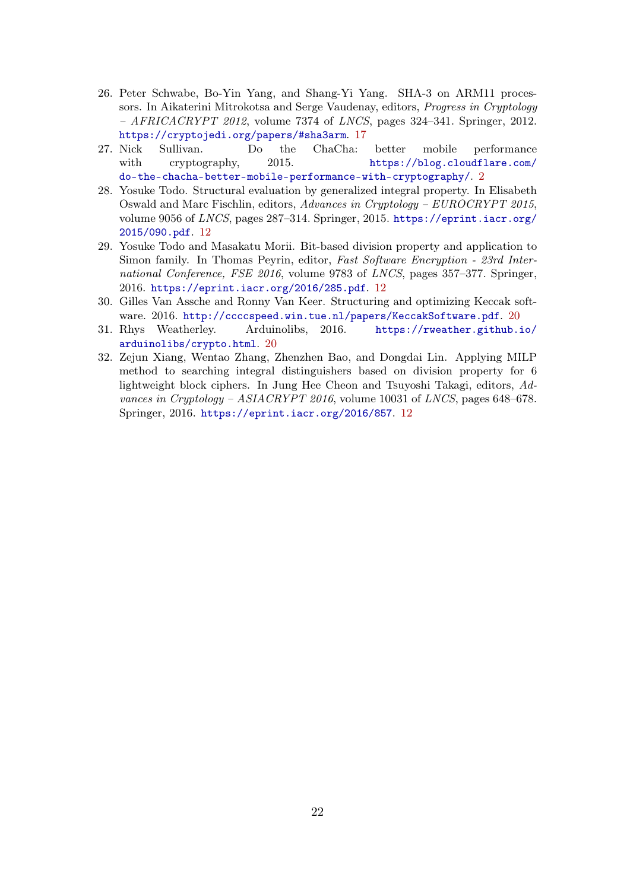26. Peter Schwabe, Bo-Yin Yang, and Shang-Yi Yang. SHA-3 on ARM11 processors. In Aikaterini Mitrokotsa and Serge Vaudenay, editors, *Progress in Cryptology – AFRICACRYPT 2012*, volume 7374 of *LNCS*, pages 324–341. Springer, 2012. https://cryptojedi.org/papers/#sha3arm. 17
27. Nick Sullivan. Do the ChaCha: better mobile performance with cryptography, 2015. https://blog.cloudflare.com/do-the-chacha-better-mobile-performance-with-cryptography/. 2
28. Yosuke Todo. Structural evaluation by generalized integral property. In Elisabeth Oswald and Marc Fischlin, editors, *Advances in Cryptology – EUROCRYPT 2015*, volume 9056 of *LNCS*, pages 287–314. Springer, 2015. https://eprint.iacr.org/2015/090.pdf. 12
29. Yosuke Todo and Masakatu Morii. Bit-based division property and application to Simon family. In Thomas Peyrin, editor, *Fast Software Encryption - 23rd International Conference, FSE 2016*, volume 9783 of *LNCS*, pages 357–377. Springer, 2016. https://eprint.iacr.org/2016/285.pdf. 12
30. Gilles Van Assche and Ronny Van Keer. Structuring and optimizing Keccak software. 2016. http://ccccspeed.win.tue.nl/papers/KeccakSoftware.pdf. 20
31. Rhys Weatherley. Arduinolibs, 2016. https://rweather.github.io/arduinolibs/crypto.html. 20
32. Zejun Xiang, Wentao Zhang, Zhenzhen Bao, and Dongdai Lin. Applying MILP method to searching integral distinguishers based on division property for 6 lightweight block ciphers. In Jung Hee Cheon and Tsuyoshi Takagi, editors, *Advances in Cryptology – ASIACRYPT 2016*, volume 10031 of *LNCS*, pages 648–678. Springer, 2016. https://eprint.iacr.org/2016/857. 12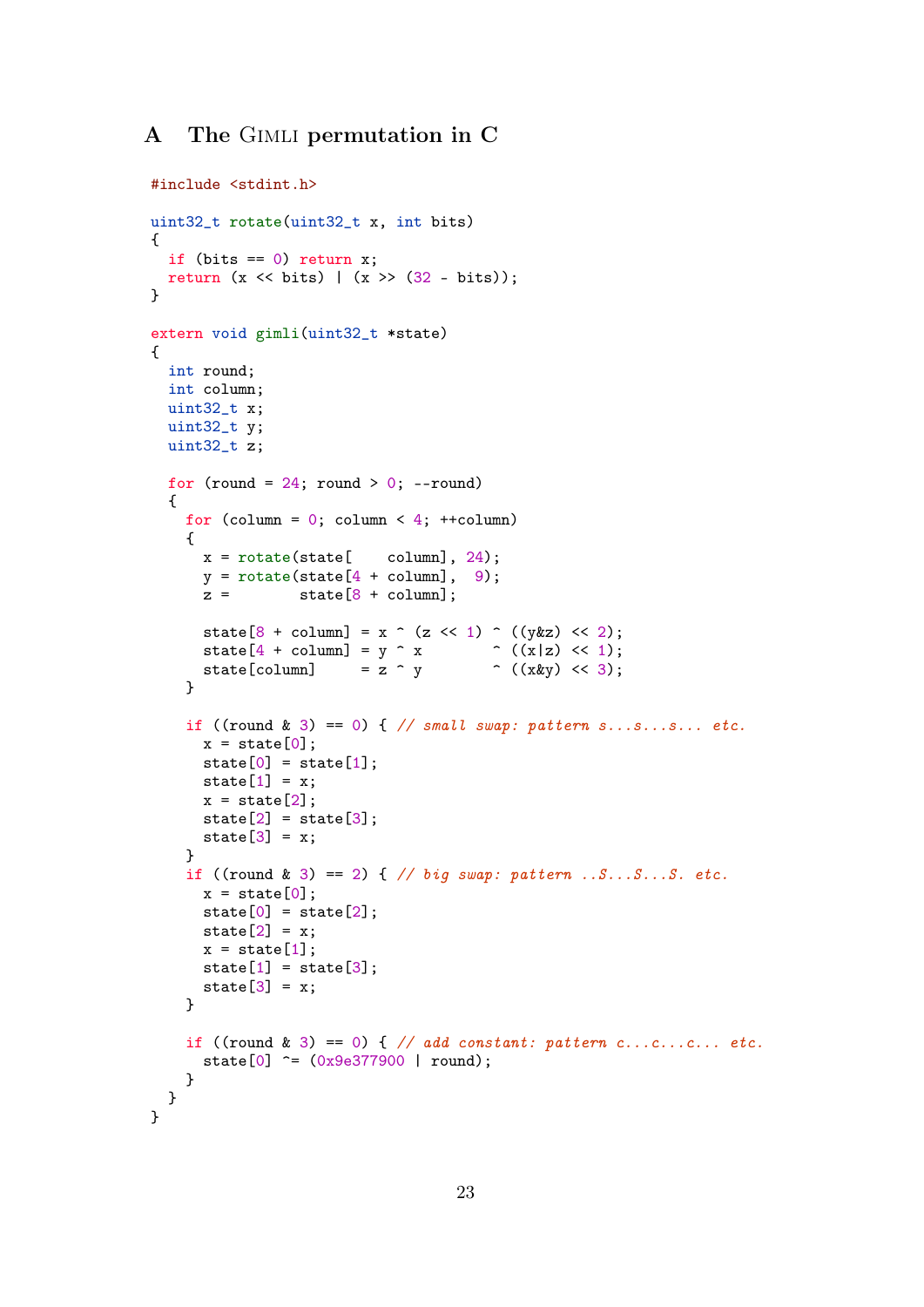## A The Gimli permutation in C

```c
#include <stdint.h>

uint32_t rotate(uint32_t x, int bits)
{
  if (bits == 0) return x;
  return (x << bits) | (x >> (32 - bits));
}

extern void gimli(uint32_t *state)
{
  int round;
  int column;
  uint32_t x;
  uint32_t y;
  uint32_t z;

  for (round = 24; round > 0; --round)
  {
    for (column = 0; column < 4; ++column)
    {
      x = rotate(state[    column], 24);
      y = rotate(state[4 + column],  9);
      z =        state[8 + column];

      state[8 + column] = x ^ (z << 1) ^ ((y&z) << 2);
      state[4 + column] = y ^ x        ^ ((x|z) << 1);
      state[column]     = z ^ y        ^ ((x&y) << 3);
    }

    if ((round & 3) == 0) { // small swap: pattern s...s...s... etc.
      x = state[0];
      state[0] = state[1];
      state[1] = x;
      x = state[2];
      state[2] = state[3];
      state[3] = x;
    }
    if ((round & 3) == 2) { // big swap: pattern ..S...S...S. etc.
      x = state[0];
      state[0] = state[2];
      state[2] = x;
      x = state[1];
      state[1] = state[3];
      state[3] = x;
    }

    if ((round & 3) == 0) { // add constant: pattern c...c...c... etc.
      state[0] ^= (0x9e377900 | round);
    }
  }
}
```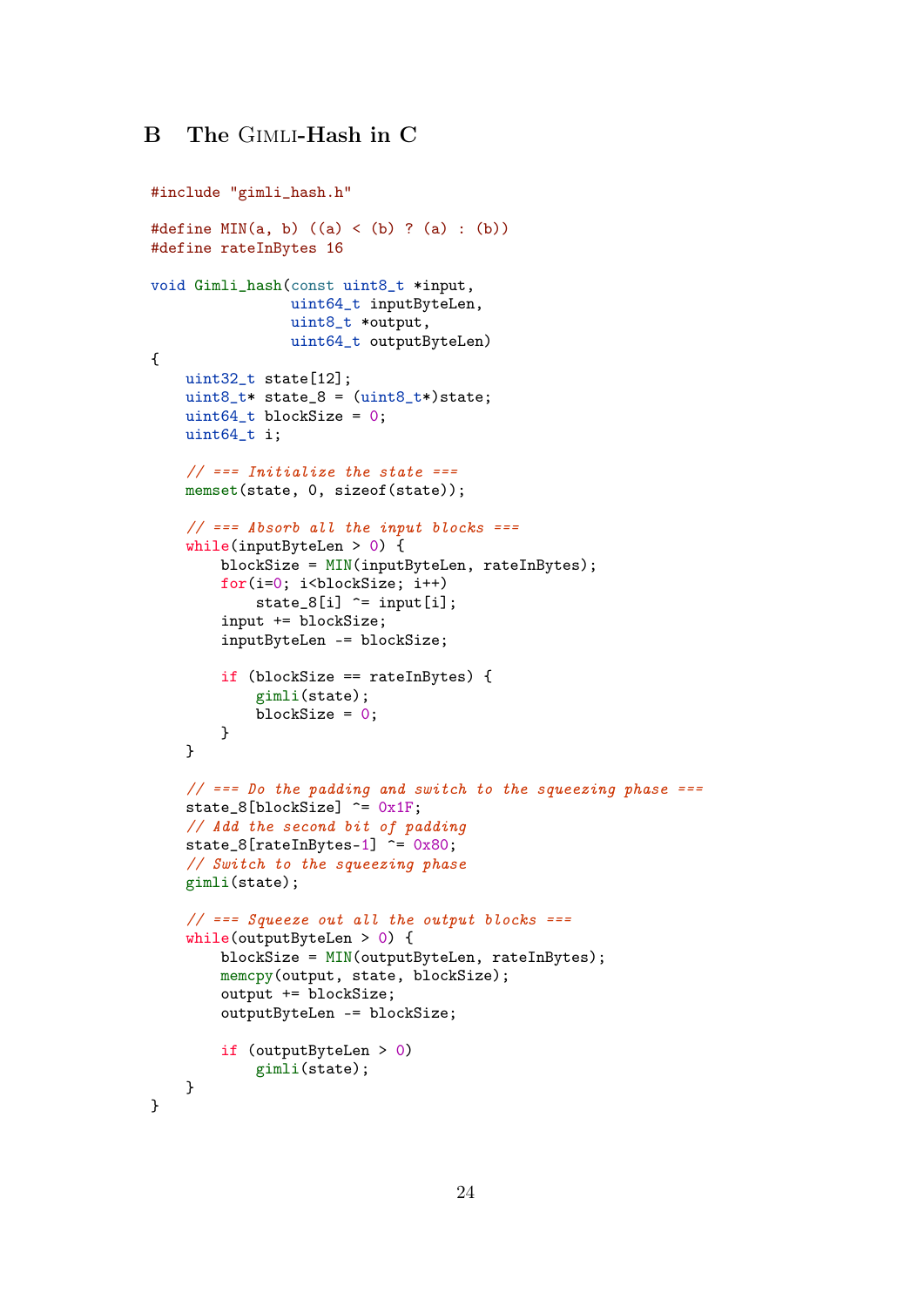## B The Gimli-Hash in C

```c
#include "gimli_hash.h"

#define MIN(a, b) ((a) < (b) ? (a) : (b))
#define rateInBytes 16

void Gimli_hash(const uint8_t *input,
                uint64_t inputByteLen,
                uint8_t *output,
                uint64_t outputByteLen)
{
    uint32_t state[12];
    uint8_t* state_8 = (uint8_t*)state;
    uint64_t blockSize = 0;
    uint64_t i;

    // === Initialize the state ===
    memset(state, 0, sizeof(state));

    // === Absorb all the input blocks ===
    while(inputByteLen > 0) {
        blockSize = MIN(inputByteLen, rateInBytes);
        for(i=0; i<blockSize; i++)
            state_8[i] ^= input[i];
        input += blockSize;
        inputByteLen -= blockSize;

        if (blockSize == rateInBytes) {
            gimli(state);
            blockSize = 0;
        }
    }

    // === Do the padding and switch to the squeezing phase ===
    state_8[blockSize] ^= 0x1F;
    // Add the second bit of padding
    state_8[rateInBytes-1] ^= 0x80;
    // Switch to the squeezing phase
    gimli(state);

    // === Squeeze out all the output blocks ===
    while(outputByteLen > 0) {
        blockSize = MIN(outputByteLen, rateInBytes);
        memcpy(output, state, blockSize);
        output += blockSize;
        outputByteLen -= blockSize;

        if (outputByteLen > 0)
            gimli(state);
    }
}
```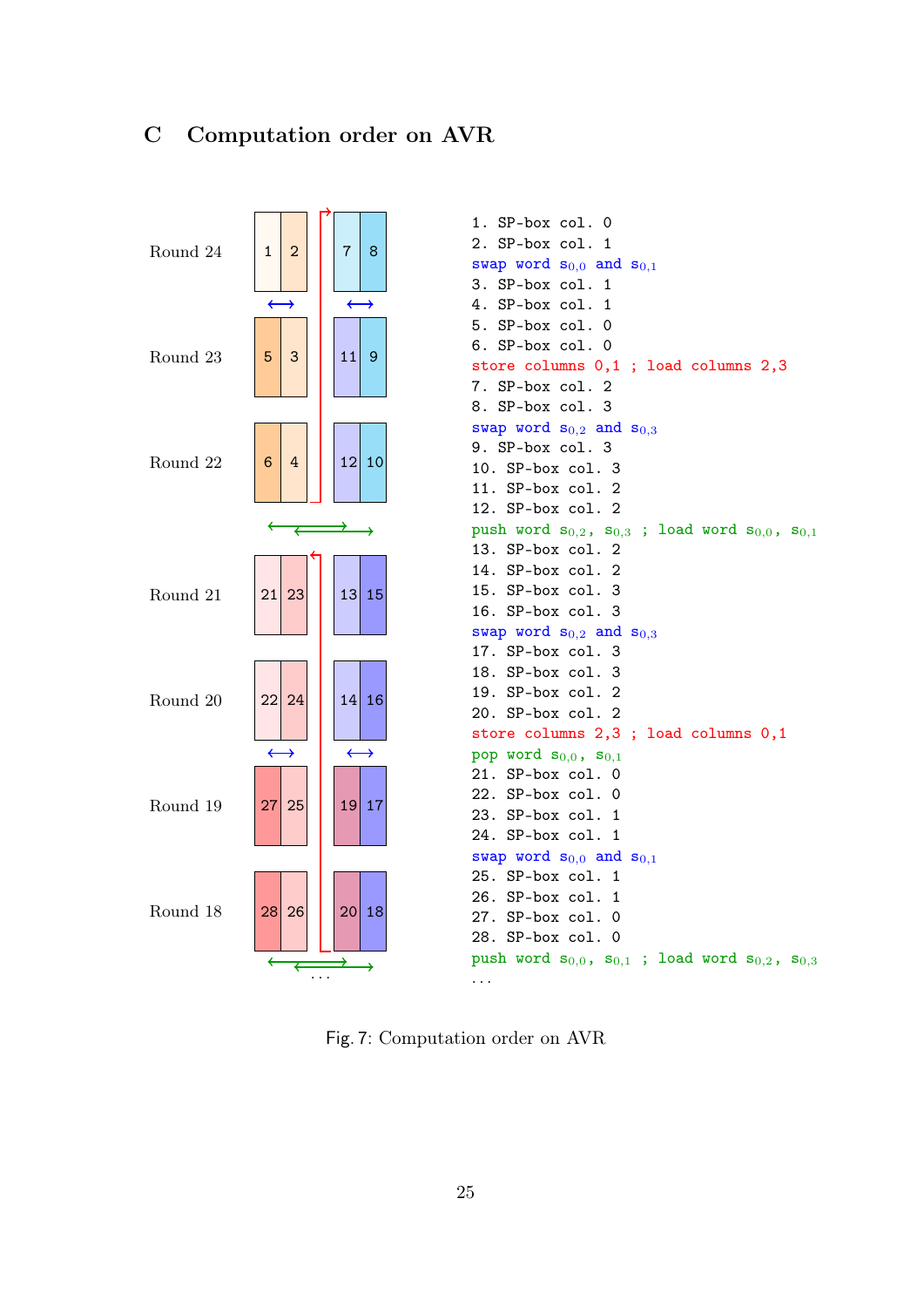## C Computation order on AVR

Round 24

Round 23

Round 22

Round 21

Round 20

Round 19

Round 18

1. SP-box col. 0
2. SP-box col. 1
swap word $s_{0,0}$ and $s_{0,1}$
3. SP-box col. 1
4. SP-box col. 1
5. SP-box col. 0
6. SP-box col. 0
store columns 0,1 ; load columns 2,3
7. SP-box col. 2
8. SP-box col. 3
swap word $s_{0,2}$ and $s_{0,3}$
9. SP-box col. 3
10. SP-box col. 3
11. SP-box col. 2
12. SP-box col. 2
push word $s_{0,2}$, $s_{0,3}$ ; load word $s_{0,0}$, $s_{0,1}$
13. SP-box col. 2
14. SP-box col. 2
15. SP-box col. 3
16. SP-box col. 3
swap word $s_{0,2}$ and $s_{0,3}$
17. SP-box col. 3
18. SP-box col. 3
19. SP-box col. 2
20. SP-box col. 2
store columns 2,3 ; load columns 0,1
pop word $s_{0,0}$, $s_{0,1}$
21. SP-box col. 0
22. SP-box col. 0
23. SP-box col. 1
24. SP-box col. 1
swap word $s_{0,0}$ and $s_{0,1}$
25. SP-box col. 1
26. SP-box col. 1
27. SP-box col. 0
28. SP-box col. 0
push word $s_{0,0}$, $s_{0,1}$ ; load word $s_{0,2}$, $s_{0,3}$
...

Fig. 7: Computation order on AVR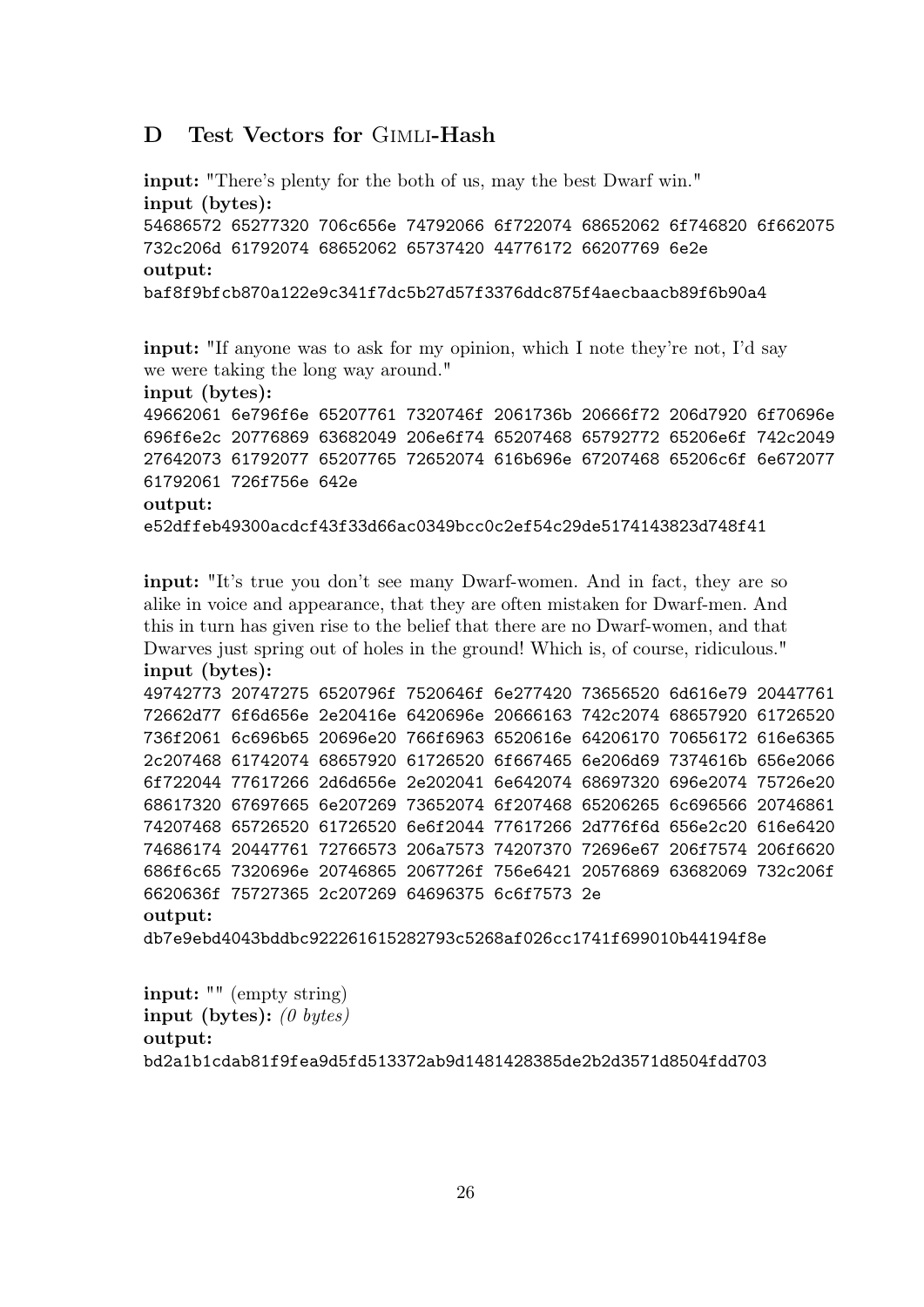## D Test Vectors for Gimli-Hash

**input:** "There's plenty for the both of us, may the best Dwarf win."
**input (bytes):**
```
54686572 65277320 706c656e 74792066 6f722074 68652062 6f746820 6f662075
732c206d 61792074 68652062 65737420 44776172 66207769 6e2e
```
**output:**
```
baf8f9bfcb870a122e9c341f7dc5b27d57f3376ddc875f4aecbaacb89f6b90a4
```

**input:** "If anyone was to ask for my opinion, which I note they're not, I'd say we were taking the long way around."
**input (bytes):**
```
49662061 6e796f6e 65207761 7320746f 2061736b 20666f72 206d7920 6f70696e
696f6e2c 20776869 63682049 206e6f74 65207468 65792772 65206e6f 742c2049
27642073 61792077 65207765 72652074 616b696e 67207468 65206c6f 6e672077
61792061 726f756e 642e
```
**output:**
```
e52dffeb49300acdcf43f33d66ac0349bcc0c2ef54c29de5174143823d748f41
```

**input:** "It's true you don't see many Dwarf-women. And in fact, they are so alike in voice and appearance, that they are often mistaken for Dwarf-men. And this in turn has given rise to the belief that there are no Dwarf-women, and that Dwarves just spring out of holes in the ground! Which is, of course, ridiculous."
**input (bytes):**
```
49742773 20747275 6520796f 7520646f 6e277420 73656520 6d616e79 20447761
72662d77 6f6d656e 2e20416e 6420696e 20666163 742c2074 68657920 61726520
736f2061 6c696b65 20696e20 766f6963 6520616e 64206170 70656172 616e6365
2c207468 61742074 68657920 61726520 6f667465 6e206d69 7374616b 656e2066
6f722044 77617266 2d6d656e 2e202041 6e642074 68697320 696e2074 75726e20
68617320 67697665 6e207269 73652074 6f207468 65206265 6c696566 20746861
74207468 65726520 61726520 6e6f2044 77617266 2d776f6d 656e2c20 616e6420
74686174 20447761 72766573 206a7573 74207370 72696e67 206f7574 206f6620
686f6c65 7320696e 20746865 2067726f 756e6421 20576869 63682069 732c206f
6620636f 75727365 2c207269 64696375 6c6f7573 2e
```
**output:**
```
db7e9ebd4043bddbc922261615282793c5268af026cc1741f699010b44194f8e
```

**input:** "" (empty string)
**input (bytes):** *(0 bytes)*
**output:**
```
bd2a1b1cdab81f9fea9d5fd513372ab9d1481428385de2b2d3571d8504fdd703
```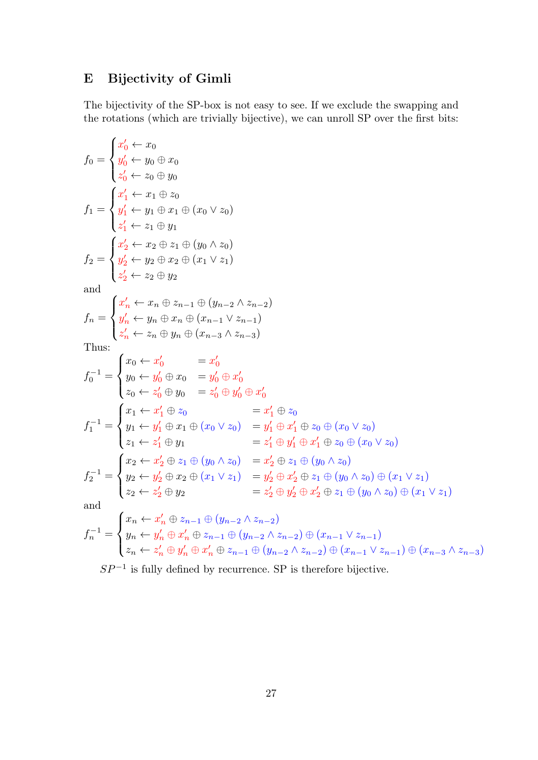## E Bijectivity of Gimli

The bijectivity of the SP-box is not easy to see. If we exclude the swapping and the rotations (which are trivially bijective), we can unroll SP over the first bits:

$$f_0 = \begin{cases} x'_0 \leftarrow x_0 \\ y'_0 \leftarrow y_0 \oplus x_0 \\ z'_0 \leftarrow z_0 \oplus y_0 \end{cases}$$

$$f_1 = \begin{cases} x'_1 \leftarrow x_1 \oplus z_0 \\ y'_1 \leftarrow y_1 \oplus x_1 \oplus (x_0 \vee z_0) \\ z'_1 \leftarrow z_1 \oplus y_1 \end{cases}$$

$$f_2 = \begin{cases} x'_2 \leftarrow x_2 \oplus z_1 \oplus (y_0 \wedge z_0) \\ y'_2 \leftarrow y_2 \oplus x_2 \oplus (x_1 \vee z_1) \\ z'_2 \leftarrow z_2 \oplus y_2 \end{cases}$$

and

$$f_n = \begin{cases} x'_n \leftarrow x_n \oplus z_{n-1} \oplus (y_{n-2} \wedge z_{n-2}) \\ y'_n \leftarrow y_n \oplus x_n \oplus (x_{n-1} \vee z_{n-1}) \\ z'_n \leftarrow z_n \oplus y_n \oplus (x_{n-3} \wedge z_{n-3}) \end{cases}$$

Thus:

$$f_0^{-1} = \begin{cases} x_0 \leftarrow x'_0 & = x'_0 \\ y_0 \leftarrow y'_0 \oplus x_0 & = y'_0 \oplus x'_0 \\ z_0 \leftarrow z'_0 \oplus y_0 & = z'_0 \oplus y'_0 \oplus x'_0 \end{cases}$$

$$f_1^{-1} = \begin{cases} x_1 \leftarrow x'_1 \oplus z_0 & = x'_1 \oplus z_0 \\ y_1 \leftarrow y'_1 \oplus x_1 \oplus (x_0 \vee z_0) & = y'_1 \oplus x'_1 \oplus z_0 \oplus (x_0 \vee z_0) \\ z_1 \leftarrow z'_1 \oplus y_1 & = z'_1 \oplus y'_1 \oplus x'_1 \oplus z_0 \oplus (x_0 \vee z_0) \end{cases}$$

$$f_2^{-1} = \begin{cases} x_2 \leftarrow x'_2 \oplus z_1 \oplus (y_0 \wedge z_0) & = x'_2 \oplus z_1 \oplus (y_0 \wedge z_0) \\ y_2 \leftarrow y'_2 \oplus x_2 \oplus (x_1 \vee z_1) & = y'_2 \oplus x'_2 \oplus z_1 \oplus (y_0 \wedge z_0) \oplus (x_1 \vee z_1) \\ z_2 \leftarrow z'_2 \oplus y_2 & = z'_2 \oplus y'_2 \oplus x'_2 \oplus z_1 \oplus (y_0 \wedge z_0) \oplus (x_1 \vee z_1) \end{cases}$$

and

$$f_n^{-1} = \begin{cases} x_n \leftarrow x'_n \oplus z_{n-1} \oplus (y_{n-2} \wedge z_{n-2}) \\ y_n \leftarrow y'_n \oplus x'_n \oplus z_{n-1} \oplus (y_{n-2} \wedge z_{n-2}) \oplus (x_{n-1} \vee z_{n-1}) \\ z_n \leftarrow z'_n \oplus y'_n \oplus x'_n \oplus z_{n-1} \oplus (y_{n-2} \wedge z_{n-2}) \oplus (x_{n-1} \vee z_{n-1}) \oplus (x_{n-3} \wedge z_{n-3}) \end{cases}$$

$SP^{-1}$ is fully defined by recurrence. SP is therefore bijective.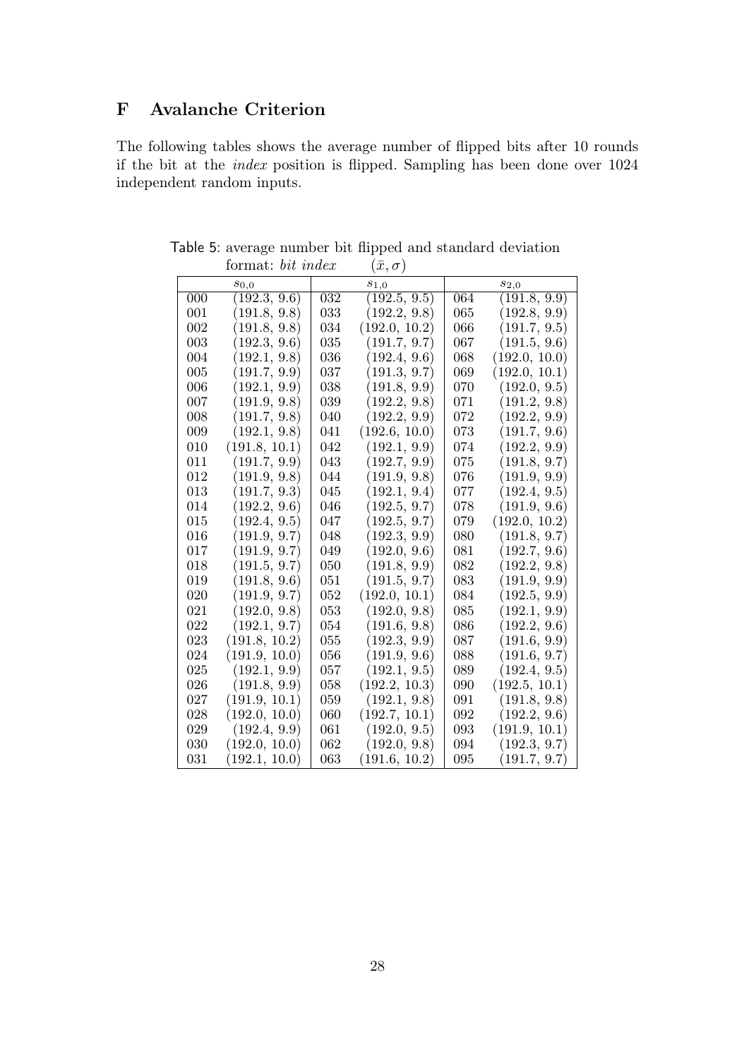# F Avalanche Criterion

The following tables shows the average number of flipped bits after 10 rounds if the bit at the *index* position is flipped. Sampling has been done over 1024 independent random inputs.

Table 5: average number bit flipped and standard deviation
format: *bit index* $(\bar{x}, \sigma)$

| $s_{0,0}$ | | $s_{1,0}$ | | $s_{2,0}$ | |
|---|---|---|---|---|---|
| 000 | (192.3, 9.6) | 032 | (192.5, 9.5) | 064 | (191.8, 9.9) |
| 001 | (191.8, 9.8) | 033 | (192.2, 9.8) | 065 | (192.8, 9.9) |
| 002 | (191.8, 9.8) | 034 | (192.0, 10.2) | 066 | (191.7, 9.5) |
| 003 | (192.3, 9.6) | 035 | (191.7, 9.7) | 067 | (191.5, 9.6) |
| 004 | (192.1, 9.8) | 036 | (192.4, 9.6) | 068 | (192.0, 10.0) |
| 005 | (191.7, 9.9) | 037 | (191.3, 9.7) | 069 | (192.0, 10.1) |
| 006 | (192.1, 9.9) | 038 | (191.8, 9.9) | 070 | (192.0, 9.5) |
| 007 | (191.9, 9.8) | 039 | (192.2, 9.8) | 071 | (191.2, 9.8) |
| 008 | (191.7, 9.8) | 040 | (192.2, 9.9) | 072 | (192.2, 9.9) |
| 009 | (192.1, 9.8) | 041 | (192.6, 10.0) | 073 | (191.7, 9.6) |
| 010 | (191.8, 10.1) | 042 | (192.1, 9.9) | 074 | (192.2, 9.9) |
| 011 | (191.7, 9.9) | 043 | (192.7, 9.9) | 075 | (191.8, 9.7) |
| 012 | (191.9, 9.8) | 044 | (191.9, 9.8) | 076 | (191.9, 9.9) |
| 013 | (191.7, 9.3) | 045 | (192.1, 9.4) | 077 | (192.4, 9.5) |
| 014 | (192.2, 9.6) | 046 | (192.5, 9.7) | 078 | (191.9, 9.6) |
| 015 | (192.4, 9.5) | 047 | (192.5, 9.7) | 079 | (192.0, 10.2) |
| 016 | (191.9, 9.7) | 048 | (192.3, 9.9) | 080 | (191.8, 9.7) |
| 017 | (191.9, 9.7) | 049 | (192.0, 9.6) | 081 | (192.7, 9.6) |
| 018 | (191.5, 9.7) | 050 | (191.8, 9.9) | 082 | (192.2, 9.8) |
| 019 | (191.8, 9.6) | 051 | (191.5, 9.7) | 083 | (191.9, 9.9) |
| 020 | (191.9, 9.7) | 052 | (192.0, 10.1) | 084 | (192.5, 9.9) |
| 021 | (192.0, 9.8) | 053 | (192.0, 9.8) | 085 | (192.1, 9.9) |
| 022 | (192.1, 9.7) | 054 | (191.6, 9.8) | 086 | (192.2, 9.6) |
| 023 | (191.8, 10.2) | 055 | (192.3, 9.9) | 087 | (191.6, 9.9) |
| 024 | (191.9, 10.0) | 056 | (191.9, 9.6) | 088 | (191.6, 9.7) |
| 025 | (192.1, 9.9) | 057 | (192.1, 9.5) | 089 | (192.4, 9.5) |
| 026 | (191.8, 9.9) | 058 | (192.2, 10.3) | 090 | (192.5, 10.1) |
| 027 | (191.9, 10.1) | 059 | (192.1, 9.8) | 091 | (191.8, 9.8) |
| 028 | (192.0, 10.0) | 060 | (192.7, 10.1) | 092 | (192.2, 9.6) |
| 029 | (192.4, 9.9) | 061 | (192.0, 9.5) | 093 | (191.9, 10.1) |
| 030 | (192.0, 10.0) | 062 | (192.0, 9.8) | 094 | (192.3, 9.7) |
| 031 | (192.1, 10.0) | 063 | (191.6, 10.2) | 095 | (191.7, 9.7) |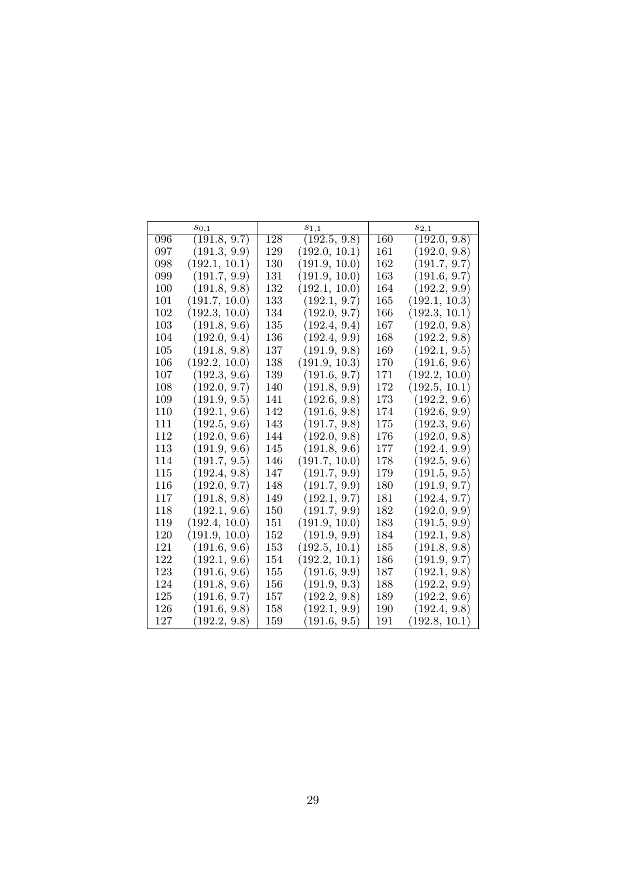| $s_{0,1}$ | | $s_{1,1}$ | | $s_{2,1}$ | |
|---|---|---|---|---|---|
| 096 | (191.8, 9.7) | 128 | (192.5, 9.8) | 160 | (192.0, 9.8) |
| 097 | (191.3, 9.9) | 129 | (192.0, 10.1) | 161 | (192.0, 9.8) |
| 098 | (192.1, 10.1) | 130 | (191.9, 10.0) | 162 | (191.7, 9.7) |
| 099 | (191.7, 9.9) | 131 | (191.9, 10.0) | 163 | (191.6, 9.7) |
| 100 | (191.8, 9.8) | 132 | (192.1, 10.0) | 164 | (192.2, 9.9) |
| 101 | (191.7, 10.0) | 133 | (192.1, 9.7) | 165 | (192.1, 10.3) |
| 102 | (192.3, 10.0) | 134 | (192.0, 9.7) | 166 | (192.3, 10.1) |
| 103 | (191.8, 9.6) | 135 | (192.4, 9.4) | 167 | (192.0, 9.8) |
| 104 | (192.0, 9.4) | 136 | (192.4, 9.9) | 168 | (192.2, 9.8) |
| 105 | (191.8, 9.8) | 137 | (191.9, 9.8) | 169 | (192.1, 9.5) |
| 106 | (192.2, 10.0) | 138 | (191.9, 10.3) | 170 | (191.6, 9.6) |
| 107 | (192.3, 9.6) | 139 | (191.6, 9.7) | 171 | (192.2, 10.0) |
| 108 | (192.0, 9.7) | 140 | (191.8, 9.9) | 172 | (192.5, 10.1) |
| 109 | (191.9, 9.5) | 141 | (192.6, 9.8) | 173 | (192.2, 9.6) |
| 110 | (192.1, 9.6) | 142 | (191.6, 9.8) | 174 | (192.6, 9.9) |
| 111 | (192.5, 9.6) | 143 | (191.7, 9.8) | 175 | (192.3, 9.6) |
| 112 | (192.0, 9.6) | 144 | (192.0, 9.8) | 176 | (192.0, 9.8) |
| 113 | (191.9, 9.6) | 145 | (191.8, 9.6) | 177 | (192.4, 9.9) |
| 114 | (191.7, 9.5) | 146 | (191.7, 10.0) | 178 | (192.5, 9.6) |
| 115 | (192.4, 9.8) | 147 | (191.7, 9.9) | 179 | (191.5, 9.5) |
| 116 | (192.0, 9.7) | 148 | (191.7, 9.9) | 180 | (191.9, 9.7) |
| 117 | (191.8, 9.8) | 149 | (192.1, 9.7) | 181 | (192.4, 9.7) |
| 118 | (192.1, 9.6) | 150 | (191.7, 9.9) | 182 | (192.0, 9.9) |
| 119 | (192.4, 10.0) | 151 | (191.9, 10.0) | 183 | (191.5, 9.9) |
| 120 | (191.9, 10.0) | 152 | (191.9, 9.9) | 184 | (192.1, 9.8) |
| 121 | (191.6, 9.6) | 153 | (192.5, 10.1) | 185 | (191.8, 9.8) |
| 122 | (192.1, 9.6) | 154 | (192.2, 10.1) | 186 | (191.9, 9.7) |
| 123 | (191.6, 9.6) | 155 | (191.6, 9.9) | 187 | (192.1, 9.8) |
| 124 | (191.8, 9.6) | 156 | (191.9, 9.3) | 188 | (192.2, 9.9) |
| 125 | (191.6, 9.7) | 157 | (192.2, 9.8) | 189 | (192.2, 9.6) |
| 126 | (191.6, 9.8) | 158 | (192.1, 9.9) | 190 | (192.4, 9.8) |
| 127 | (192.2, 9.8) | 159 | (191.6, 9.5) | 191 | (192.8, 10.1) |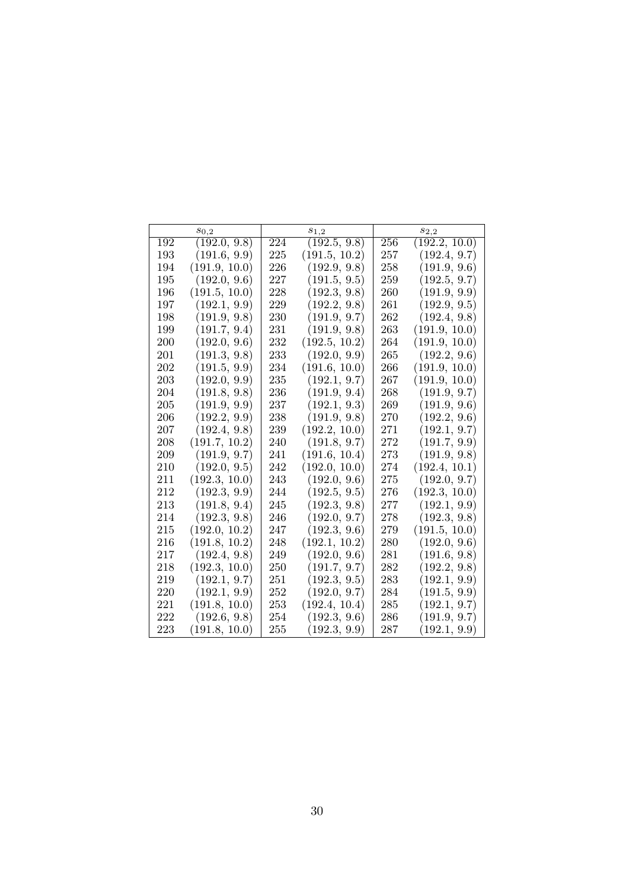| $s_{0,2}$ | | $s_{1,2}$ | | $s_{2,2}$ | |
|---|---|---|---|---|---|
| 192 | (192.0, 9.8) | 224 | (192.5, 9.8) | 256 | (192.2, 10.0) |
| 193 | (191.6, 9.9) | 225 | (191.5, 10.2) | 257 | (192.4, 9.7) |
| 194 | (191.9, 10.0) | 226 | (192.9, 9.8) | 258 | (191.9, 9.6) |
| 195 | (192.0, 9.6) | 227 | (191.5, 9.5) | 259 | (192.5, 9.7) |
| 196 | (191.5, 10.0) | 228 | (192.3, 9.8) | 260 | (191.9, 9.9) |
| 197 | (192.1, 9.9) | 229 | (192.2, 9.8) | 261 | (192.9, 9.5) |
| 198 | (191.9, 9.8) | 230 | (191.9, 9.7) | 262 | (192.4, 9.8) |
| 199 | (191.7, 9.4) | 231 | (191.9, 9.8) | 263 | (191.9, 10.0) |
| 200 | (192.0, 9.6) | 232 | (192.5, 10.2) | 264 | (191.9, 10.0) |
| 201 | (191.3, 9.8) | 233 | (192.0, 9.9) | 265 | (192.2, 9.6) |
| 202 | (191.5, 9.9) | 234 | (191.6, 10.0) | 266 | (191.9, 10.0) |
| 203 | (192.0, 9.9) | 235 | (192.1, 9.7) | 267 | (191.9, 10.0) |
| 204 | (191.8, 9.8) | 236 | (191.9, 9.4) | 268 | (191.9, 9.7) |
| 205 | (191.9, 9.9) | 237 | (192.1, 9.3) | 269 | (191.9, 9.6) |
| 206 | (192.2, 9.9) | 238 | (191.9, 9.8) | 270 | (192.2, 9.6) |
| 207 | (192.4, 9.8) | 239 | (192.2, 10.0) | 271 | (192.1, 9.7) |
| 208 | (191.7, 10.2) | 240 | (191.8, 9.7) | 272 | (191.7, 9.9) |
| 209 | (191.9, 9.7) | 241 | (191.6, 10.4) | 273 | (191.9, 9.8) |
| 210 | (192.0, 9.5) | 242 | (192.0, 10.0) | 274 | (192.4, 10.1) |
| 211 | (192.3, 10.0) | 243 | (192.0, 9.6) | 275 | (192.0, 9.7) |
| 212 | (192.3, 9.9) | 244 | (192.5, 9.5) | 276 | (192.3, 10.0) |
| 213 | (191.8, 9.4) | 245 | (192.3, 9.8) | 277 | (192.1, 9.9) |
| 214 | (192.3, 9.8) | 246 | (192.0, 9.7) | 278 | (192.3, 9.8) |
| 215 | (192.0, 10.2) | 247 | (192.3, 9.6) | 279 | (191.5, 10.0) |
| 216 | (191.8, 10.2) | 248 | (192.1, 10.2) | 280 | (192.0, 9.6) |
| 217 | (192.4, 9.8) | 249 | (192.0, 9.6) | 281 | (191.6, 9.8) |
| 218 | (192.3, 10.0) | 250 | (191.7, 9.7) | 282 | (192.2, 9.8) |
| 219 | (192.1, 9.7) | 251 | (192.3, 9.5) | 283 | (192.1, 9.9) |
| 220 | (192.1, 9.9) | 252 | (192.0, 9.7) | 284 | (191.5, 9.9) |
| 221 | (191.8, 10.0) | 253 | (192.4, 10.4) | 285 | (192.1, 9.7) |
| 222 | (192.6, 9.8) | 254 | (192.3, 9.6) | 286 | (191.9, 9.7) |
| 223 | (191.8, 10.0) | 255 | (192.3, 9.9) | 287 | (192.1, 9.9) |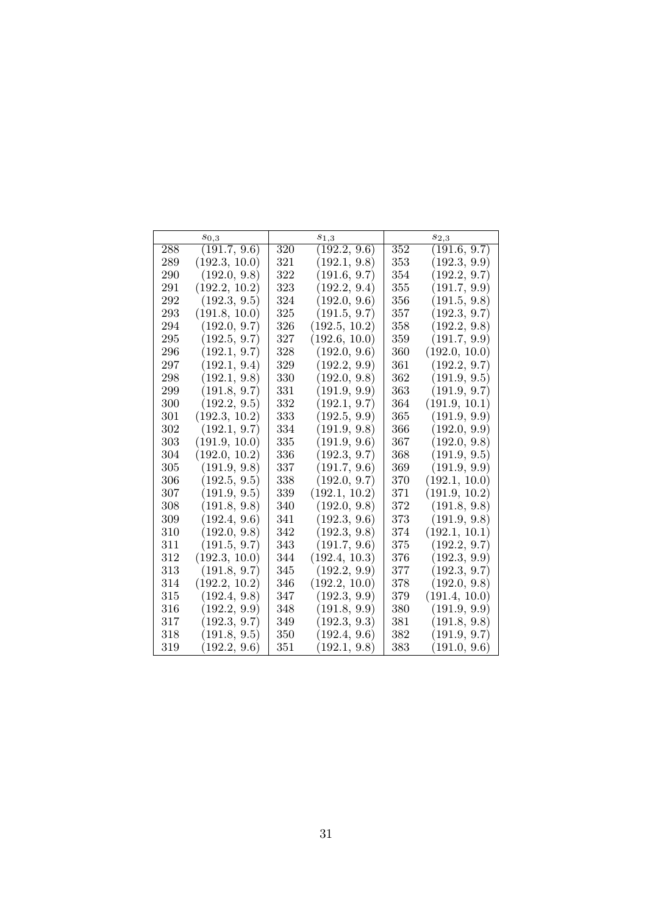| $s_{0,3}$ | | $s_{1,3}$ | | $s_{2,3}$ | |
|---|---|---|---|---|---|
| 288 | (191.7, 9.6) | 320 | (192.2, 9.6) | 352 | (191.6, 9.7) |
| 289 | (192.3, 10.0) | 321 | (192.1, 9.8) | 353 | (192.3, 9.9) |
| 290 | (192.0, 9.8) | 322 | (191.6, 9.7) | 354 | (192.2, 9.7) |
| 291 | (192.2, 10.2) | 323 | (192.2, 9.4) | 355 | (191.7, 9.9) |
| 292 | (192.3, 9.5) | 324 | (192.0, 9.6) | 356 | (191.5, 9.8) |
| 293 | (191.8, 10.0) | 325 | (191.5, 9.7) | 357 | (192.3, 9.7) |
| 294 | (192.0, 9.7) | 326 | (192.5, 10.2) | 358 | (192.2, 9.8) |
| 295 | (192.5, 9.7) | 327 | (192.6, 10.0) | 359 | (191.7, 9.9) |
| 296 | (192.1, 9.7) | 328 | (192.0, 9.6) | 360 | (192.0, 10.0) |
| 297 | (192.1, 9.4) | 329 | (192.2, 9.9) | 361 | (192.2, 9.7) |
| 298 | (192.1, 9.8) | 330 | (192.0, 9.8) | 362 | (191.9, 9.5) |
| 299 | (191.8, 9.7) | 331 | (191.9, 9.9) | 363 | (191.9, 9.7) |
| 300 | (192.2, 9.5) | 332 | (192.1, 9.7) | 364 | (191.9, 10.1) |
| 301 | (192.3, 10.2) | 333 | (192.5, 9.9) | 365 | (191.9, 9.9) |
| 302 | (192.1, 9.7) | 334 | (191.9, 9.8) | 366 | (192.0, 9.9) |
| 303 | (191.9, 10.0) | 335 | (191.9, 9.6) | 367 | (192.0, 9.8) |
| 304 | (192.0, 10.2) | 336 | (192.3, 9.7) | 368 | (191.9, 9.5) |
| 305 | (191.9, 9.8) | 337 | (191.7, 9.6) | 369 | (191.9, 9.9) |
| 306 | (192.5, 9.5) | 338 | (192.0, 9.7) | 370 | (192.1, 10.0) |
| 307 | (191.9, 9.5) | 339 | (192.1, 10.2) | 371 | (191.9, 10.2) |
| 308 | (191.8, 9.8) | 340 | (192.0, 9.8) | 372 | (191.8, 9.8) |
| 309 | (192.4, 9.6) | 341 | (192.3, 9.6) | 373 | (191.9, 9.8) |
| 310 | (192.0, 9.8) | 342 | (192.3, 9.8) | 374 | (192.1, 10.1) |
| 311 | (191.5, 9.7) | 343 | (191.7, 9.6) | 375 | (192.2, 9.7) |
| 312 | (192.3, 10.0) | 344 | (192.4, 10.3) | 376 | (192.3, 9.9) |
| 313 | (191.8, 9.7) | 345 | (192.2, 9.9) | 377 | (192.3, 9.7) |
| 314 | (192.2, 10.2) | 346 | (192.2, 10.0) | 378 | (192.0, 9.8) |
| 315 | (192.4, 9.8) | 347 | (192.3, 9.9) | 379 | (191.4, 10.0) |
| 316 | (192.2, 9.9) | 348 | (191.8, 9.9) | 380 | (191.9, 9.9) |
| 317 | (192.3, 9.7) | 349 | (192.3, 9.3) | 381 | (191.8, 9.8) |
| 318 | (191.8, 9.5) | 350 | (192.4, 9.6) | 382 | (191.9, 9.7) |
| 319 | (192.2, 9.6) | 351 | (192.1, 9.8) | 383 | (191.0, 9.6) |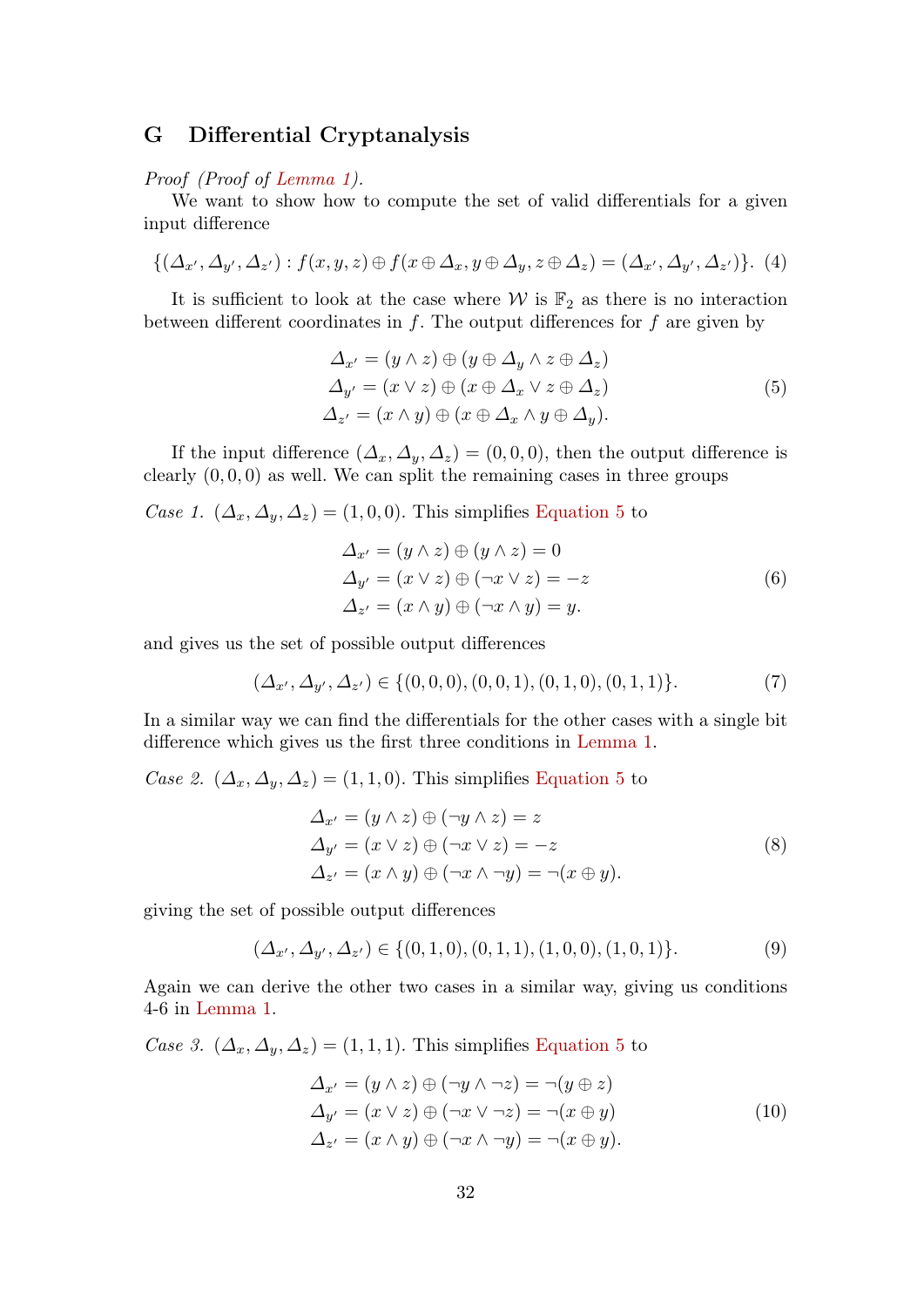## G Differential Cryptanalysis

*Proof (Proof of Lemma 1).*

We want to show how to compute the set of valid differentials for a given input difference

$$\{(\Delta_{x'}, \Delta_{y'}, \Delta_{z'}) : f(x, y, z) \oplus f(x \oplus \Delta_x, y \oplus \Delta_y, z \oplus \Delta_z) = (\Delta_{x'}, \Delta_{y'}, \Delta_{z'})\}. \quad (4)$$

It is sufficient to look at the case where $\mathcal{W}$ is $\mathbb{F}_2$ as there is no interaction between different coordinates in $f$. The output differences for $f$ are given by

$$\begin{aligned}
\Delta_{x'} &= (y \wedge z) \oplus (y \oplus \Delta_y \wedge z \oplus \Delta_z) \\
\Delta_{y'} &= (x \vee z) \oplus (x \oplus \Delta_x \vee z \oplus \Delta_z) \\
\Delta_{z'} &= (x \wedge y) \oplus (x \oplus \Delta_x \wedge y \oplus \Delta_y).
\end{aligned} \quad (5)$$

If the input difference $(\Delta_x, \Delta_y, \Delta_z) = (0, 0, 0)$, then the output difference is clearly $(0, 0, 0)$ as well. We can split the remaining cases in three groups

*Case 1.* $(\Delta_x, \Delta_y, \Delta_z) = (1, 0, 0)$. This simplifies Equation 5 to

$$\begin{aligned}
\Delta_{x'} &= (y \wedge z) \oplus (y \wedge z) = 0 \\
\Delta_{y'} &= (x \vee z) \oplus (\neg x \vee z) = -z \\
\Delta_{z'} &= (x \wedge y) \oplus (\neg x \wedge y) = y.
\end{aligned} \quad (6)$$

and gives us the set of possible output differences

$$(\Delta_{x'}, \Delta_{y'}, \Delta_{z'}) \in \{(0, 0, 0), (0, 0, 1), (0, 1, 0), (0, 1, 1)\}. \quad (7)$$

In a similar way we can find the differentials for the other cases with a single bit difference which gives us the first three conditions in Lemma 1.

*Case 2.* $(\Delta_x, \Delta_y, \Delta_z) = (1, 1, 0)$. This simplifies Equation 5 to

$$\begin{aligned}
\Delta_{x'} &= (y \wedge z) \oplus (\neg y \wedge z) = z \\
\Delta_{y'} &= (x \vee z) \oplus (\neg x \vee z) = -z \\
\Delta_{z'} &= (x \wedge y) \oplus (\neg x \wedge \neg y) = \neg(x \oplus y).
\end{aligned} \quad (8)$$

giving the set of possible output differences

$$(\Delta_{x'}, \Delta_{y'}, \Delta_{z'}) \in \{(0, 1, 0), (0, 1, 1), (1, 0, 0), (1, 0, 1)\}. \quad (9)$$

Again we can derive the other two cases in a similar way, giving us conditions 4-6 in Lemma 1.

*Case 3.* $(\Delta_x, \Delta_y, \Delta_z) = (1, 1, 1)$. This simplifies Equation 5 to

$$\begin{aligned}
\Delta_{x'} &= (y \wedge z) \oplus (\neg y \wedge \neg z) = \neg(y \oplus z) \\
\Delta_{y'} &= (x \vee z) \oplus (\neg x \vee \neg z) = \neg(x \oplus y) \\
\Delta_{z'} &= (x \wedge y) \oplus (\neg x \wedge \neg y) = \neg(x \oplus y).
\end{aligned} \quad (10)$$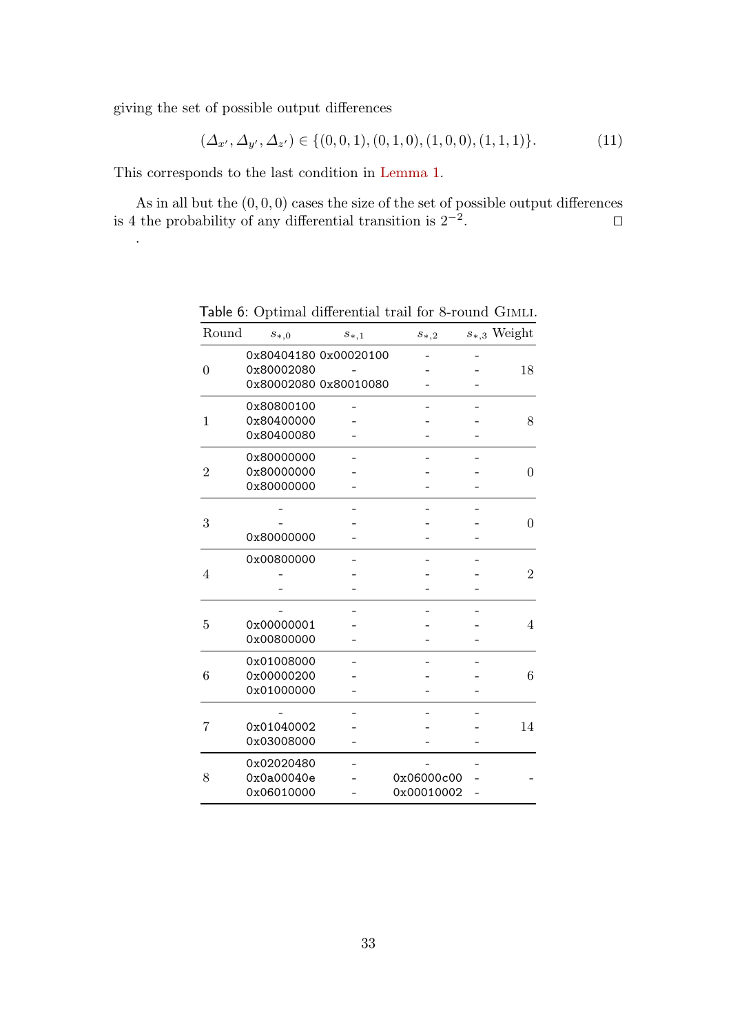giving the set of possible output differences

$$(\Delta_{x'}, \Delta_{y'}, \Delta_{z'}) \in \{(0,0,1), (0,1,0), (1,0,0), (1,1,1)\}. \tag{11}$$

This corresponds to the last condition in Lemma 1.

As in all but the $(0,0,0)$ cases the size of the set of possible output differences is 4 the probability of any differential transition is $2^{-2}$. □

.

Table 6: Optimal differential trail for 8-round GIMLI.

| Round | $s_{*,0}$ | $s_{*,1}$ | $s_{*,2}$ | $s_{*,3}$ | Weight |
|---|---|---|---|---|---|
| 0 | 0x80404180<br>0x80002080<br>0x80002080 | 0x00020100<br>-<br>0x80010080 | -<br>-<br>- | -<br>-<br>- | 18 |
| 1 | 0x80800100<br>0x80400000<br>0x80400080 | -<br>-<br>- | -<br>-<br>- | -<br>-<br>- | 8 |
| 2 | 0x80000000<br>0x80000000<br>0x80000000 | -<br>-<br>- | -<br>-<br>- | -<br>-<br>- | 0 |
| 3 | -<br>-<br>0x80000000 | -<br>-<br>- | -<br>-<br>- | -<br>-<br>- | 0 |
| 4 | 0x00800000<br>-<br>- | -<br>-<br>- | -<br>-<br>- | -<br>-<br>- | 2 |
| 5 | -<br>0x00000001<br>0x00800000 | -<br>-<br>- | -<br>-<br>- | -<br>-<br>- | 4 |
| 6 | 0x01008000<br>0x00000200<br>0x01000000 | -<br>-<br>- | -<br>-<br>- | -<br>-<br>- | 6 |
| 7 | -<br>0x01040002<br>0x03008000 | -<br>-<br>- | -<br>-<br>- | -<br>-<br>- | 14 |
| 8 | 0x02020480<br>0x0a00040e<br>0x06010000 | -<br>-<br>- | -<br>0x06000c00<br>0x00010002 | -<br>-<br>- | - |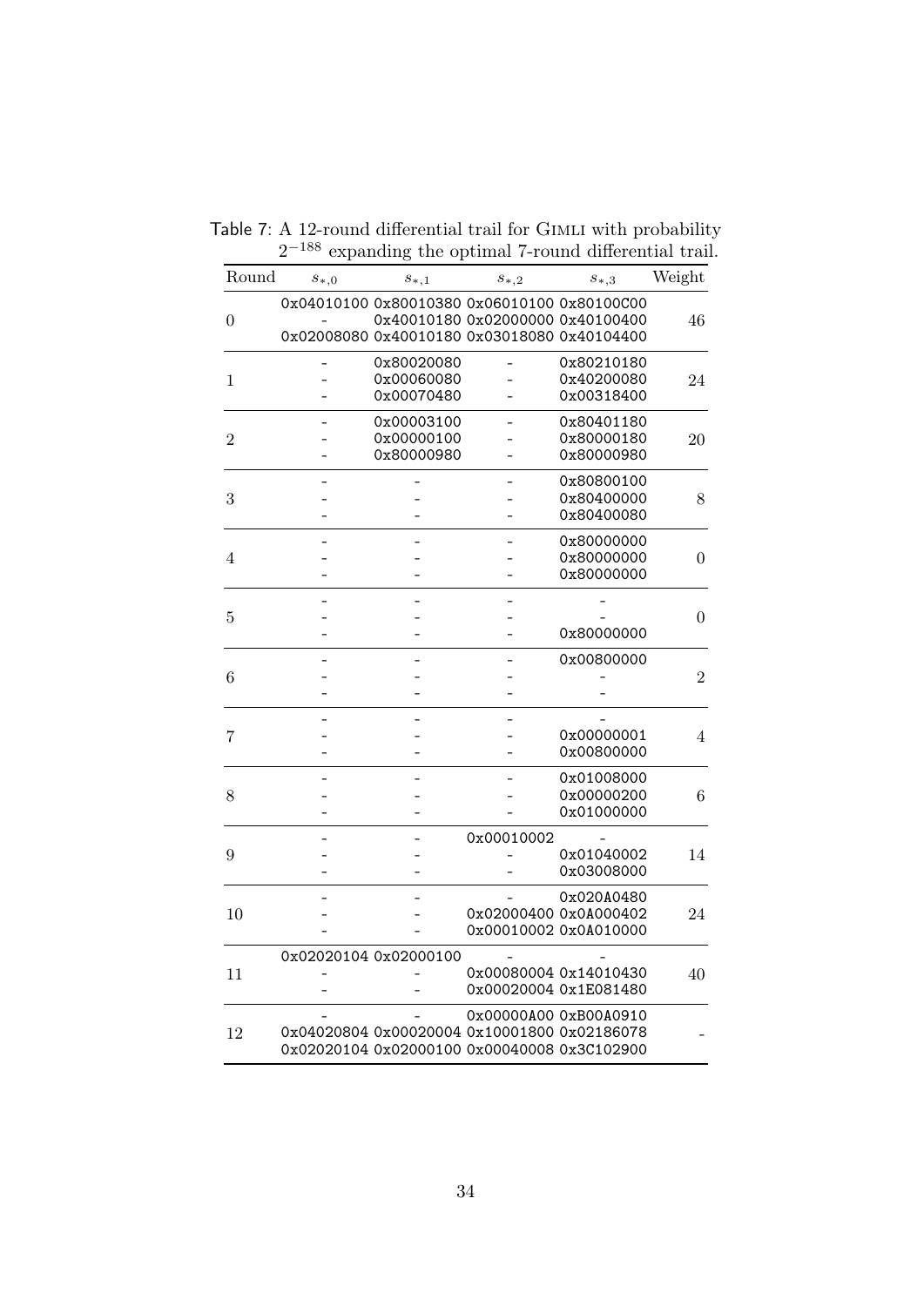Table 7: A 12-round differential trail for Gimli with probability $2^{-188}$ expanding the optimal 7-round differential trail.

| Round | $s_{*,0}$ | $s_{*,1}$ | $s_{*,2}$ | $s_{*,3}$ | Weight |
|---|---|---|---|---|---|
| 0 | 0x04010100 | 0x80010380 | 0x06010100 | 0x80100C00 | 46 |
| | - | 0x40010180 | 0x02000000 | 0x40100400 | |
| | 0x02008080 | 0x40010180 | 0x03018080 | 0x40104400 | |
| 1 | - | 0x80020080 | - | 0x80210180 | 24 |
| | - | 0x00060080 | - | 0x40200080 | |
| | - | 0x00070480 | - | 0x00318400 | |
| 2 | - | 0x00003100 | - | 0x80401180 | 20 |
| | - | 0x00000100 | - | 0x80000180 | |
| | - | 0x80000980 | - | 0x80000980 | |
| 3 | - | - | - | 0x80800100 | 8 |
| | - | - | - | 0x80400000 | |
| | - | - | - | 0x80400080 | |
| 4 | - | - | - | 0x80000000 | 0 |
| | - | - | - | 0x80000000 | |
| | - | - | - | 0x80000000 | |
| 5 | - | - | - | - | 0 |
| | - | - | - | - | |
| | - | - | - | 0x80000000 | |
| 6 | - | - | - | 0x00800000 | 2 |
| | - | - | - | - | |
| | - | - | - | - | |
| 7 | - | - | - | - | 4 |
| | - | - | - | 0x00000001 | |
| | - | - | - | 0x00800000 | |
| 8 | - | - | - | 0x01008000 | 6 |
| | - | - | - | 0x00000200 | |
| | - | - | - | 0x01000000 | |
| 9 | - | - | 0x00010002 | - | 14 |
| | - | - | - | 0x01040002 | |
| | - | - | - | 0x03008000 | |
| 10 | - | - | - | 0x020A0480 | 24 |
| | - | - | 0x02000400 | 0x0A000402 | |
| | - | - | 0x00010002 | 0x0A010000 | |
| 11 | 0x02020104 | 0x02000100 | - | - | 40 |
| | - | - | 0x00080004 | 0x14010430 | |
| | - | - | 0x00020004 | 0x1E081480 | |
| 12 | - | - | 0x00000A00 | 0xB00A0910 | - |
| | 0x04020804 | 0x00020004 | 0x10001800 | 0x02186078 | |
| | 0x02020104 | 0x02000100 | 0x00040008 | 0x3C102900 | |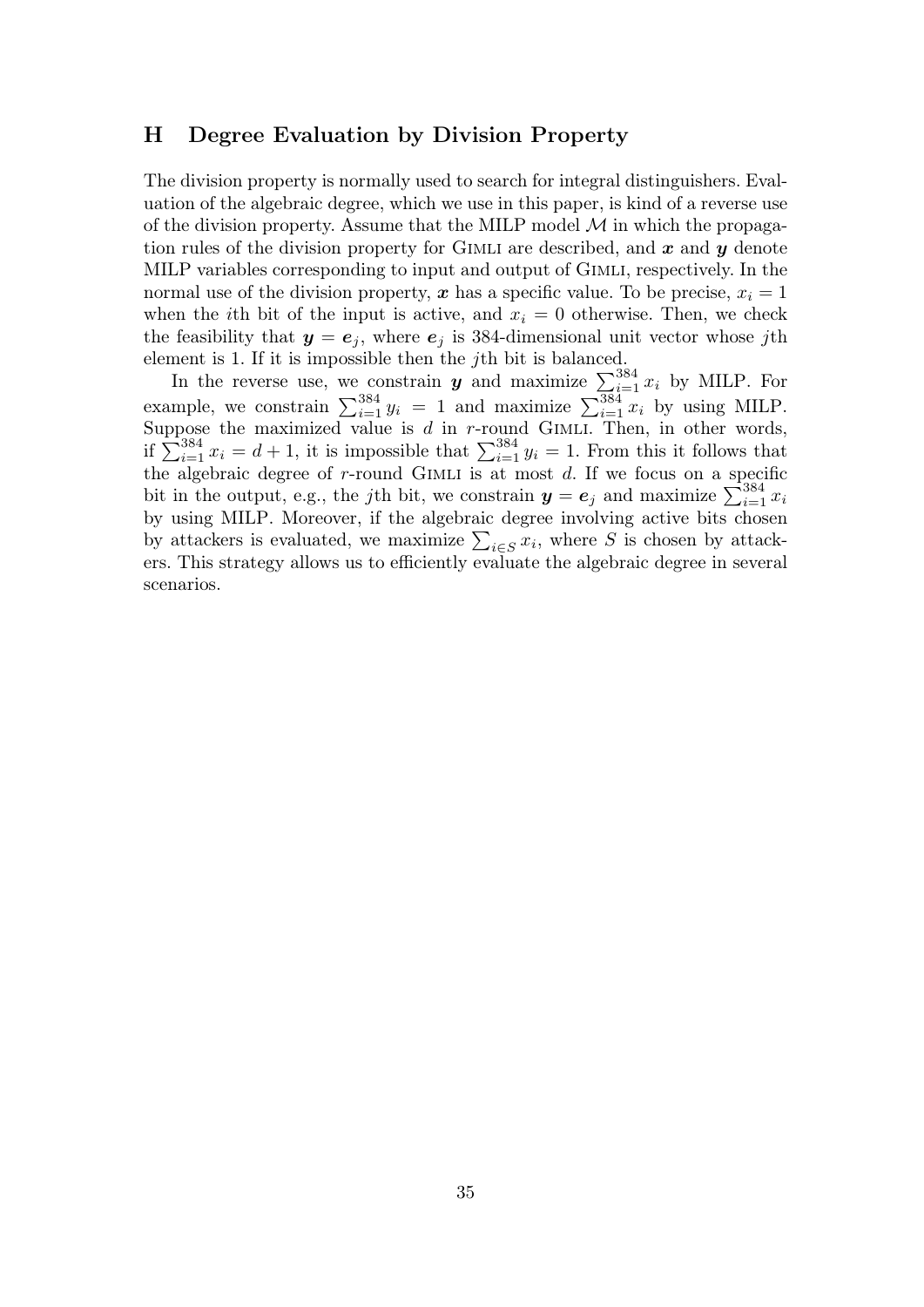## H Degree Evaluation by Division Property

The division property is normally used to search for integral distinguishers. Evaluation of the algebraic degree, which we use in this paper, is kind of a reverse use of the division property. Assume that the MILP model $\mathcal{M}$ in which the propagation rules of the division property for Gimli are described, and $\boldsymbol{x}$ and $\boldsymbol{y}$ denote MILP variables corresponding to input and output of Gimli, respectively. In the normal use of the division property, $\boldsymbol{x}$ has a specific value. To be precise, $x_i = 1$ when the $i$th bit of the input is active, and $x_i = 0$ otherwise. Then, we check the feasibility that $\boldsymbol{y} = \boldsymbol{e}_j$, where $\boldsymbol{e}_j$ is 384-dimensional unit vector whose $j$th element is 1. If it is impossible then the $j$th bit is balanced.

In the reverse use, we constrain $\boldsymbol{y}$ and maximize $\sum_{i=1}^{384} x_i$ by MILP. For example, we constrain $\sum_{i=1}^{384} y_i = 1$ and maximize $\sum_{i=1}^{384} x_i$ by using MILP. Suppose the maximized value is $d$ in $r$-round Gimli. Then, in other words, if $\sum_{i=1}^{384} x_i = d + 1$, it is impossible that $\sum_{i=1}^{384} y_i = 1$. From this it follows that the algebraic degree of $r$-round Gimli is at most $d$. If we focus on a specific bit in the output, e.g., the $j$th bit, we constrain $\boldsymbol{y} = \boldsymbol{e}_j$ and maximize $\sum_{i=1}^{384} x_i$ by using MILP. Moreover, if the algebraic degree involving active bits chosen by attackers is evaluated, we maximize $\sum_{i \in S} x_i$, where $S$ is chosen by attackers. This strategy allows us to efficiently evaluate the algebraic degree in several scenarios.